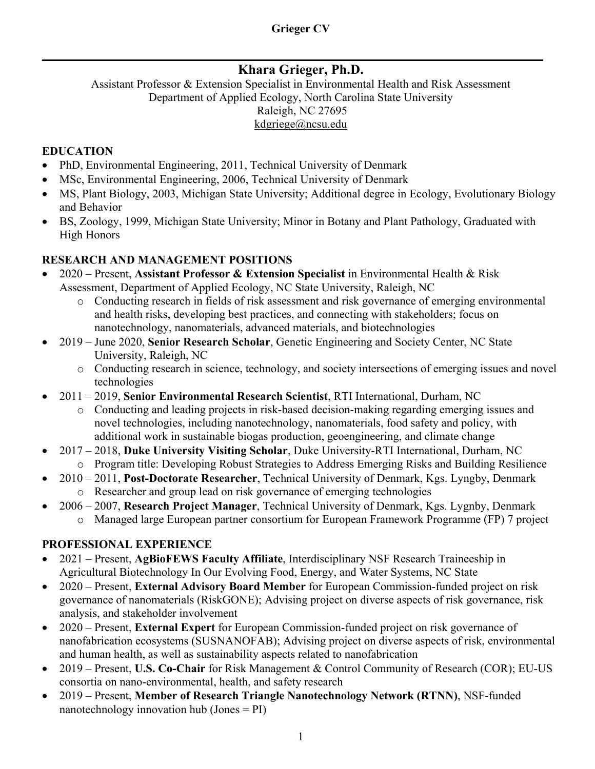# Khara Grieger, Ph.D.

Assistant Professor & Extension Specialist in Environmental Health and Risk Assessment
Department of Applied Ecology, North Carolina State University
Raleigh, NC 27695
kdgriege@ncsu.edu

## EDUCATION

- PhD, Environmental Engineering, 2011, Technical University of Denmark
- MSc, Environmental Engineering, 2006, Technical University of Denmark
- MS, Plant Biology, 2003, Michigan State University; Additional degree in Ecology, Evolutionary Biology and Behavior
- BS, Zoology, 1999, Michigan State University; Minor in Botany and Plant Pathology, Graduated with High Honors

## RESEARCH AND MANAGEMENT POSITIONS

- 2020 – Present, **Assistant Professor & Extension Specialist** in Environmental Health & Risk Assessment, Department of Applied Ecology, NC State University, Raleigh, NC
    - Conducting research in fields of risk assessment and risk governance of emerging environmental and health risks, developing best practices, and connecting with stakeholders; focus on nanotechnology, nanomaterials, advanced materials, and biotechnologies
- 2019 – June 2020, **Senior Research Scholar**, Genetic Engineering and Society Center, NC State University, Raleigh, NC
    - Conducting research in science, technology, and society intersections of emerging issues and novel technologies
- 2011 – 2019, **Senior Environmental Research Scientist**, RTI International, Durham, NC
    - Conducting and leading projects in risk-based decision-making regarding emerging issues and novel technologies, including nanotechnology, nanomaterials, food safety and policy, with additional work in sustainable biogas production, geoengineering, and climate change
- 2017 – 2018, **Duke University Visiting Scholar**, Duke University-RTI International, Durham, NC
    - Program title: Developing Robust Strategies to Address Emerging Risks and Building Resilience
- 2010 – 2011, **Post-Doctorate Researcher**, Technical University of Denmark, Kgs. Lyngby, Denmark
    - Researcher and group lead on risk governance of emerging technologies
- 2006 – 2007, **Research Project Manager**, Technical University of Denmark, Kgs. Lygnby, Denmark
    - Managed large European partner consortium for European Framework Programme (FP) 7 project

## PROFESSIONAL EXPERIENCE

- 2021 – Present, **AgBioFEWS Faculty Affiliate**, Interdisciplinary NSF Research Traineeship in Agricultural Biotechnology In Our Evolving Food, Energy, and Water Systems, NC State
- 2020 – Present, **External Advisory Board Member** for European Commission-funded project on risk governance of nanomaterials (RiskGONE); Advising project on diverse aspects of risk governance, risk analysis, and stakeholder involvement
- 2020 – Present, **External Expert** for European Commission-funded project on risk governance of nanofabrication ecosystems (SUSNANOFAB); Advising project on diverse aspects of risk, environmental and human health, as well as sustainability aspects related to nanofabrication
- 2019 – Present, **U.S. Co-Chair** for Risk Management & Control Community of Research (COR); EU-US consortia on nano-environmental, health, and safety research
- 2019 – Present, **Member of Research Triangle Nanotechnology Network (RTNN)**, NSF-funded nanotechnology innovation hub (Jones = PI)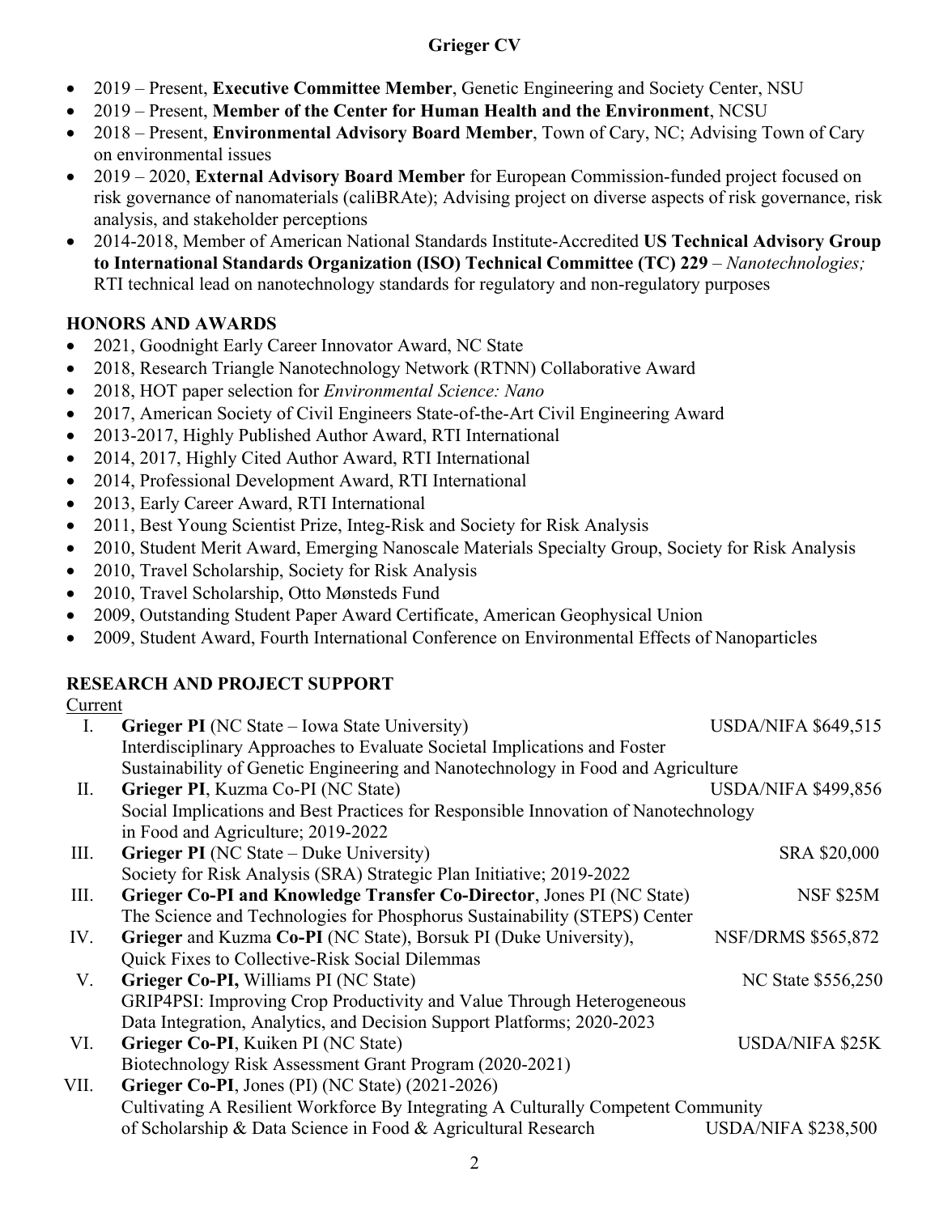- 2019 – Present, **Executive Committee Member**, Genetic Engineering and Society Center, NSU
- 2019 – Present, **Member of the Center for Human Health and the Environment**, NCSU
- 2018 – Present, **Environmental Advisory Board Member**, Town of Cary, NC; Advising Town of Cary on environmental issues
- 2019 – 2020, **External Advisory Board Member** for European Commission-funded project focused on risk governance of nanomaterials (caliBRAte); Advising project on diverse aspects of risk governance, risk analysis, and stakeholder perceptions
- 2014-2018, Member of American National Standards Institute-Accredited **US Technical Advisory Group to International Standards Organization (ISO) Technical Committee (TC) 229** – *Nanotechnologies;* RTI technical lead on nanotechnology standards for regulatory and non-regulatory purposes

## HONORS AND AWARDS

- 2021, Goodnight Early Career Innovator Award, NC State
- 2018, Research Triangle Nanotechnology Network (RTNN) Collaborative Award
- 2018, HOT paper selection for *Environmental Science: Nano*
- 2017, American Society of Civil Engineers State-of-the-Art Civil Engineering Award
- 2013-2017, Highly Published Author Award, RTI International
- 2014, 2017, Highly Cited Author Award, RTI International
- 2014, Professional Development Award, RTI International
- 2013, Early Career Award, RTI International
- 2011, Best Young Scientist Prize, Integ-Risk and Society for Risk Analysis
- 2010, Student Merit Award, Emerging Nanoscale Materials Specialty Group, Society for Risk Analysis
- 2010, Travel Scholarship, Society for Risk Analysis
- 2010, Travel Scholarship, Otto Mønsteds Fund
- 2009, Outstanding Student Paper Award Certificate, American Geophysical Union
- 2009, Student Award, Fourth International Conference on Environmental Effects of Nanoparticles

## RESEARCH AND PROJECT SUPPORT

Current

I. **Grieger PI** (NC State – Iowa State University) — USDA/NIFA $649,515
Interdisciplinary Approaches to Evaluate Societal Implications and Foster Sustainability of Genetic Engineering and Nanotechnology in Food and Agriculture

II. **Grieger PI**, Kuzma Co-PI (NC State) — USDA/NIFA $499,856
Social Implications and Best Practices for Responsible Innovation of Nanotechnology in Food and Agriculture; 2019-2022

III. **Grieger PI** (NC State – Duke University) — SRA $20,000
Society for Risk Analysis (SRA) Strategic Plan Initiative; 2019-2022

III. **Grieger Co-PI and Knowledge Transfer Co-Director**, Jones PI (NC State) — NSF $25M
The Science and Technologies for Phosphorus Sustainability (STEPS) Center

IV. **Grieger** and Kuzma **Co-PI** (NC State), Borsuk PI (Duke University), — NSF/DRMS $565,872
Quick Fixes to Collective-Risk Social Dilemmas

V. **Grieger Co-PI,** Williams PI (NC State) — NC State $556,250
GRIP4PSI: Improving Crop Productivity and Value Through Heterogeneous Data Integration, Analytics, and Decision Support Platforms; 2020-2023

VI. **Grieger Co-PI**, Kuiken PI (NC State) — USDA/NIFA $25K
Biotechnology Risk Assessment Grant Program (2020-2021)

VII. **Grieger Co-PI**, Jones (PI) (NC State) (2021-2026)
Cultivating A Resilient Workforce By Integrating A Culturally Competent Community of Scholarship & Data Science in Food & Agricultural Research — USDA/NIFA $238,500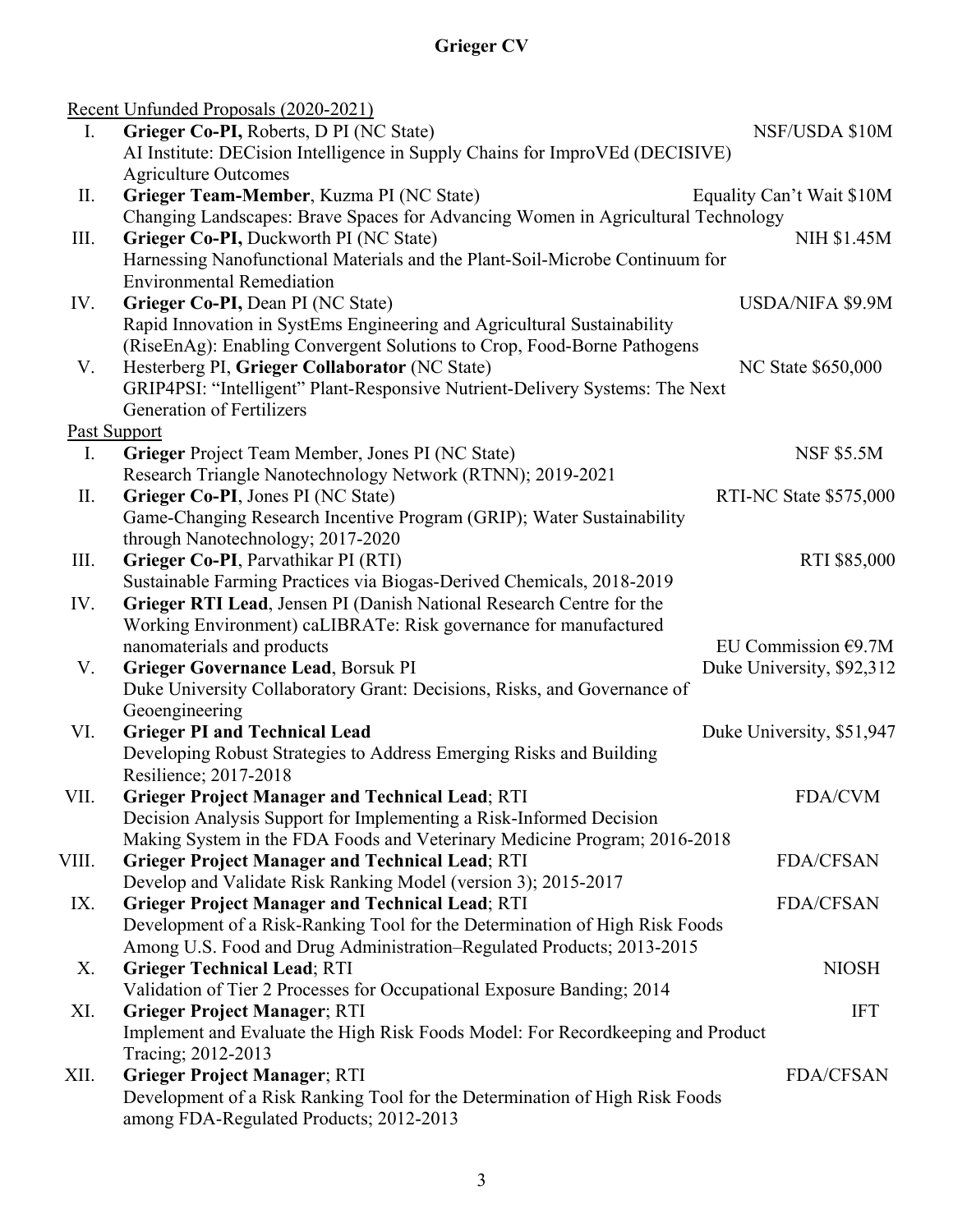<u>Recent Unfunded Proposals (2020-2021)</u>

I. **Grieger Co-PI,** Roberts, D PI (NC State) — NSF/USDA $10M
AI Institute: DECision Intelligence in Supply Chains for ImproVEd (DECISIVE) Agriculture Outcomes

II. **Grieger Team-Member**, Kuzma PI (NC State) — Equality Can't Wait $10M
Changing Landscapes: Brave Spaces for Advancing Women in Agricultural Technology

III. **Grieger Co-PI,** Duckworth PI (NC State) — NIH $1.45M
Harnessing Nanofunctional Materials and the Plant-Soil-Microbe Continuum for Environmental Remediation

IV. **Grieger Co-PI,** Dean PI (NC State) — USDA/NIFA $9.9M
Rapid Innovation in SystEms Engineering and Agricultural Sustainability (RiseEnAg): Enabling Convergent Solutions to Crop, Food-Borne Pathogens

V. Hesterberg PI, **Grieger Collaborator** (NC State) — NC State $650,000
GRIP4PSI: "Intelligent" Plant-Responsive Nutrient-Delivery Systems: The Next Generation of Fertilizers

<u>Past Support</u>

I. **Grieger** Project Team Member, Jones PI (NC State) — NSF $5.5M
Research Triangle Nanotechnology Network (RTNN); 2019-2021

II. **Grieger Co-PI**, Jones PI (NC State) — RTI-NC State $575,000
Game-Changing Research Incentive Program (GRIP); Water Sustainability through Nanotechnology; 2017-2020

III. **Grieger Co-PI**, Parvathikar PI (RTI) — RTI $85,000
Sustainable Farming Practices via Biogas-Derived Chemicals, 2018-2019

IV. **Grieger RTI Lead**, Jensen PI (Danish National Research Centre for the Working Environment) caLIBRATe: Risk governance for manufactured nanomaterials and products — EU Commission €9.7M

V. **Grieger Governance Lead**, Borsuk PI — Duke University, $92,312
Duke University Collaboratory Grant: Decisions, Risks, and Governance of Geoengineering

VI. **Grieger PI and Technical Lead** — Duke University, $51,947
Developing Robust Strategies to Address Emerging Risks and Building Resilience; 2017-2018

VII. **Grieger Project Manager and Technical Lead**; RTI — FDA/CVM
Decision Analysis Support for Implementing a Risk-Informed Decision Making System in the FDA Foods and Veterinary Medicine Program; 2016-2018

VIII. **Grieger Project Manager and Technical Lead**; RTI — FDA/CFSAN
Develop and Validate Risk Ranking Model (version 3); 2015-2017

IX. **Grieger Project Manager and Technical Lead**; RTI — FDA/CFSAN
Development of a Risk-Ranking Tool for the Determination of High Risk Foods Among U.S. Food and Drug Administration–Regulated Products; 2013-2015

X. **Grieger Technical Lead**; RTI — NIOSH
Validation of Tier 2 Processes for Occupational Exposure Banding; 2014

XI. **Grieger Project Manager**; RTI — IFT
Implement and Evaluate the High Risk Foods Model: For Recordkeeping and Product Tracing; 2012-2013

XII. **Grieger Project Manager**; RTI — FDA/CFSAN
Development of a Risk Ranking Tool for the Determination of High Risk Foods among FDA-Regulated Products; 2012-2013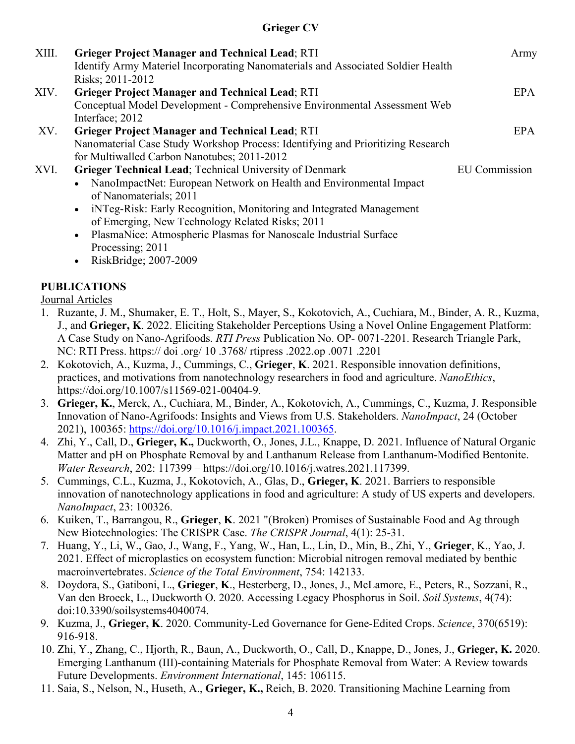XIII. **Grieger Project Manager and Technical Lead**; RTI — Army
Identify Army Materiel Incorporating Nanomaterials and Associated Soldier Health Risks; 2011-2012

XIV. **Grieger Project Manager and Technical Lead**; RTI — EPA
Conceptual Model Development - Comprehensive Environmental Assessment Web Interface; 2012

XV. **Grieger Project Manager and Technical Lead**; RTI — EPA
Nanomaterial Case Study Workshop Process: Identifying and Prioritizing Research for Multiwalled Carbon Nanotubes; 2011-2012

XVI. **Grieger Technical Lead**; Technical University of Denmark — EU Commission
- NanoImpactNet: European Network on Health and Environmental Impact of Nanomaterials; 2011
- iNTeg-Risk: Early Recognition, Monitoring and Integrated Management of Emerging, New Technology Related Risks; 2011
- PlasmaNice: Atmospheric Plasmas for Nanoscale Industrial Surface Processing; 2011
- RiskBridge; 2007-2009

## PUBLICATIONS

Journal Articles

1. Ruzante, J. M., Shumaker, E. T., Holt, S., Mayer, S., Kokotovich, A., Cuchiara, M., Binder, A. R., Kuzma, J., and **Grieger, K**. 2022. Eliciting Stakeholder Perceptions Using a Novel Online Engagement Platform: A Case Study on Nano-Agrifoods. *RTI Press* Publication No. OP- 0071-2201. Research Triangle Park, NC: RTI Press. https:// doi .org/ 10 .3768/ rtipress .2022.op .0071 .2201
2. Kokotovich, A., Kuzma, J., Cummings, C., **Grieger**, **K**. 2021. Responsible innovation definitions, practices, and motivations from nanotechnology researchers in food and agriculture. *NanoEthics*, https://doi.org/10.1007/s11569-021-00404-9.
3. **Grieger, K.**, Merck, A., Cuchiara, M., Binder, A., Kokotovich, A., Cummings, C., Kuzma, J. Responsible Innovation of Nano-Agrifoods: Insights and Views from U.S. Stakeholders. *NanoImpact*, 24 (October 2021), 100365: https://doi.org/10.1016/j.impact.2021.100365.
4. Zhi, Y., Call, D., **Grieger, K.,** Duckworth, O., Jones, J.L., Knappe, D. 2021. Influence of Natural Organic Matter and pH on Phosphate Removal by and Lanthanum Release from Lanthanum-Modified Bentonite. *Water Research*, 202: 117399 – https://doi.org/10.1016/j.watres.2021.117399.
5. Cummings, C.L., Kuzma, J., Kokotovich, A., Glas, D., **Grieger, K**. 2021. Barriers to responsible innovation of nanotechnology applications in food and agriculture: A study of US experts and developers. *NanoImpact*, 23: 100326.
6. Kuiken, T., Barrangou, R., **Grieger**, **K**. 2021 "(Broken) Promises of Sustainable Food and Ag through New Biotechnologies: The CRISPR Case. *The CRISPR Journal*, 4(1): 25-31.
7. Huang, Y., Li, W., Gao, J., Wang, F., Yang, W., Han, L., Lin, D., Min, B., Zhi, Y., **Grieger**, K., Yao, J. 2021. Effect of microplastics on ecosystem function: Microbial nitrogen removal mediated by benthic macroinvertebrates. *Science of the Total Environment*, 754: 142133.
8. Doydora, S., Gatiboni, L., **Grieger**, **K**., Hesterberg, D., Jones, J., McLamore, E., Peters, R., Sozzani, R., Van den Broeck, L., Duckworth O. 2020. Accessing Legacy Phosphorus in Soil. *Soil Systems*, 4(74): doi:10.3390/soilsystems4040074.
9. Kuzma, J., **Grieger, K**. 2020. Community-Led Governance for Gene-Edited Crops. *Science*, 370(6519): 916-918.
10. Zhi, Y., Zhang, C., Hjorth, R., Baun, A., Duckworth, O., Call, D., Knappe, D., Jones, J., **Grieger, K.** 2020. Emerging Lanthanum (III)-containing Materials for Phosphate Removal from Water: A Review towards Future Developments. *Environment International*, 145: 106115.
11. Saia, S., Nelson, N., Huseth, A., **Grieger, K.,** Reich, B. 2020. Transitioning Machine Learning from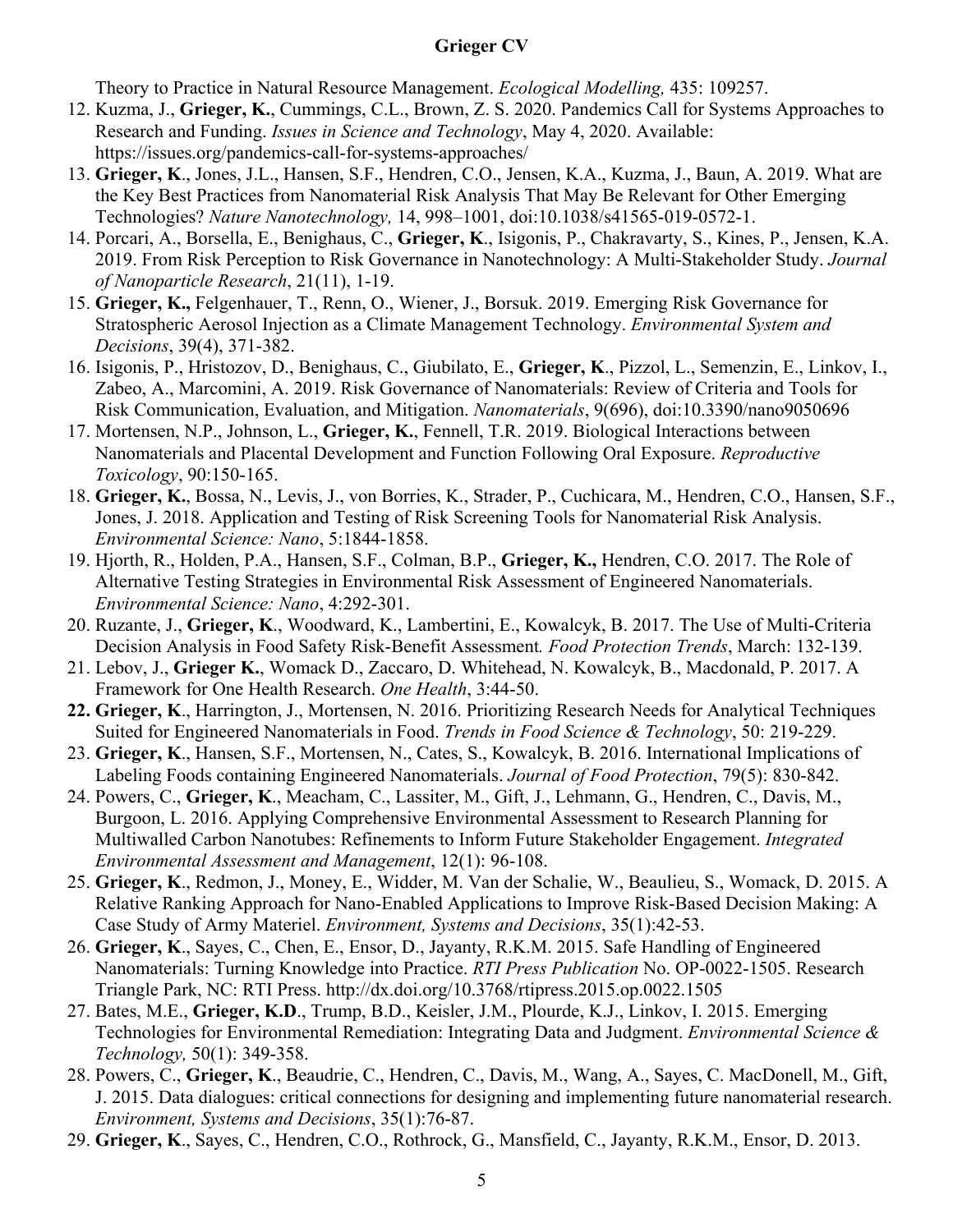Theory to Practice in Natural Resource Management. *Ecological Modelling,* 435: 109257.

12. Kuzma, J., **Grieger, K.**, Cummings, C.L., Brown, Z. S. 2020. Pandemics Call for Systems Approaches to Research and Funding. *Issues in Science and Technology*, May 4, 2020. Available: https://issues.org/pandemics-call-for-systems-approaches/
13. **Grieger, K**., Jones, J.L., Hansen, S.F., Hendren, C.O., Jensen, K.A., Kuzma, J., Baun, A. 2019. What are the Key Best Practices from Nanomaterial Risk Analysis That May Be Relevant for Other Emerging Technologies? *Nature Nanotechnology,* 14, 998–1001, doi:10.1038/s41565-019-0572-1.
14. Porcari, A., Borsella, E., Benighaus, C., **Grieger, K**., Isigonis, P., Chakravarty, S., Kines, P., Jensen, K.A. 2019. From Risk Perception to Risk Governance in Nanotechnology: A Multi-Stakeholder Study. *Journal of Nanoparticle Research*, 21(11), 1-19.
15. **Grieger, K.,** Felgenhauer, T., Renn, O., Wiener, J., Borsuk. 2019. Emerging Risk Governance for Stratospheric Aerosol Injection as a Climate Management Technology. *Environmental System and Decisions*, 39(4), 371-382.
16. Isigonis, P., Hristozov, D., Benighaus, C., Giubilato, E., **Grieger, K**., Pizzol, L., Semenzin, E., Linkov, I., Zabeo, A., Marcomini, A. 2019. Risk Governance of Nanomaterials: Review of Criteria and Tools for Risk Communication, Evaluation, and Mitigation. *Nanomaterials*, 9(696), doi:10.3390/nano9050696
17. Mortensen, N.P., Johnson, L., **Grieger, K.**, Fennell, T.R. 2019. Biological Interactions between Nanomaterials and Placental Development and Function Following Oral Exposure. *Reproductive Toxicology*, 90:150-165.
18. **Grieger, K.**, Bossa, N., Levis, J., von Borries, K., Strader, P., Cuchicara, M., Hendren, C.O., Hansen, S.F., Jones, J. 2018. Application and Testing of Risk Screening Tools for Nanomaterial Risk Analysis. *Environmental Science: Nano*, 5:1844-1858.
19. Hjorth, R., Holden, P.A., Hansen, S.F., Colman, B.P., **Grieger, K.,** Hendren, C.O. 2017. The Role of Alternative Testing Strategies in Environmental Risk Assessment of Engineered Nanomaterials. *Environmental Science: Nano*, 4:292-301.
20. Ruzante, J., **Grieger, K**., Woodward, K., Lambertini, E., Kowalcyk, B. 2017. The Use of Multi-Criteria Decision Analysis in Food Safety Risk-Benefit Assessment*. Food Protection Trends*, March: 132-139.
21. Lebov, J., **Grieger K.**, Womack D., Zaccaro, D. Whitehead, N. Kowalcyk, B., Macdonald, P. 2017. A Framework for One Health Research. *One Health*, 3:44-50.
22. **Grieger, K**., Harrington, J., Mortensen, N. 2016. Prioritizing Research Needs for Analytical Techniques Suited for Engineered Nanomaterials in Food. *Trends in Food Science & Technology*, 50: 219-229.
23. **Grieger, K**., Hansen, S.F., Mortensen, N., Cates, S., Kowalcyk, B. 2016. International Implications of Labeling Foods containing Engineered Nanomaterials. *Journal of Food Protection*, 79(5): 830-842.
24. Powers, C., **Grieger, K**., Meacham, C., Lassiter, M., Gift, J., Lehmann, G., Hendren, C., Davis, M., Burgoon, L. 2016. Applying Comprehensive Environmental Assessment to Research Planning for Multiwalled Carbon Nanotubes: Refinements to Inform Future Stakeholder Engagement. *Integrated Environmental Assessment and Management*, 12(1): 96-108.
25. **Grieger, K**., Redmon, J., Money, E., Widder, M. Van der Schalie, W., Beaulieu, S., Womack, D. 2015. A Relative Ranking Approach for Nano-Enabled Applications to Improve Risk-Based Decision Making: A Case Study of Army Materiel. *Environment, Systems and Decisions*, 35(1):42-53.
26. **Grieger, K**., Sayes, C., Chen, E., Ensor, D., Jayanty, R.K.M. 2015. Safe Handling of Engineered Nanomaterials: Turning Knowledge into Practice. *RTI Press Publication* No. OP-0022-1505. Research Triangle Park, NC: RTI Press. http://dx.doi.org/10.3768/rtipress.2015.op.0022.1505
27. Bates, M.E., **Grieger, K.D**., Trump, B.D., Keisler, J.M., Plourde, K.J., Linkov, I. 2015. Emerging Technologies for Environmental Remediation: Integrating Data and Judgment. *Environmental Science & Technology,* 50(1): 349-358.
28. Powers, C., **Grieger, K**., Beaudrie, C., Hendren, C., Davis, M., Wang, A., Sayes, C. MacDonell, M., Gift, J. 2015. Data dialogues: critical connections for designing and implementing future nanomaterial research. *Environment, Systems and Decisions*, 35(1):76-87.
29. **Grieger, K**., Sayes, C., Hendren, C.O., Rothrock, G., Mansfield, C., Jayanty, R.K.M., Ensor, D. 2013.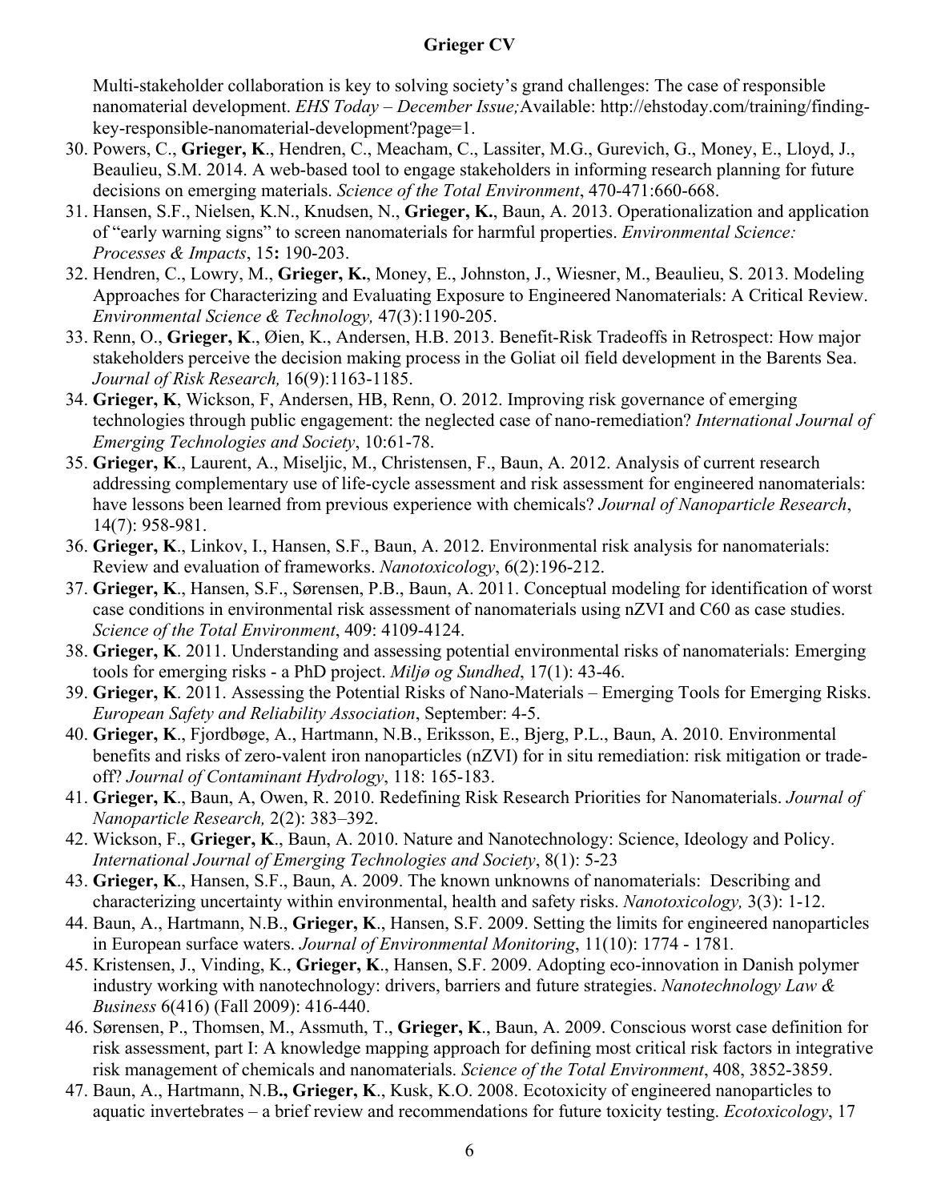Multi-stakeholder collaboration is key to solving society's grand challenges: The case of responsible nanomaterial development. *EHS Today – December Issue;* Available: http://ehstoday.com/training/finding-key-responsible-nanomaterial-development?page=1.

30. Powers, C., **Grieger, K**., Hendren, C., Meacham, C., Lassiter, M.G., Gurevich, G., Money, E., Lloyd, J., Beaulieu, S.M. 2014. A web-based tool to engage stakeholders in informing research planning for future decisions on emerging materials. *Science of the Total Environment*, 470-471:660-668.
31. Hansen, S.F., Nielsen, K.N., Knudsen, N., **Grieger, K.**, Baun, A. 2013. Operationalization and application of "early warning signs" to screen nanomaterials for harmful properties. *Environmental Science: Processes & Impacts*, 15**:** 190-203.
32. Hendren, C., Lowry, M., **Grieger, K.**, Money, E., Johnston, J., Wiesner, M., Beaulieu, S. 2013. Modeling Approaches for Characterizing and Evaluating Exposure to Engineered Nanomaterials: A Critical Review. *Environmental Science & Technology,* 47(3):1190-205.
33. Renn, O., **Grieger, K**., Øien, K., Andersen, H.B. 2013. Benefit-Risk Tradeoffs in Retrospect: How major stakeholders perceive the decision making process in the Goliat oil field development in the Barents Sea. *Journal of Risk Research,* 16(9):1163-1185.
34. **Grieger, K**, Wickson, F, Andersen, HB, Renn, O. 2012. Improving risk governance of emerging technologies through public engagement: the neglected case of nano-remediation? *International Journal of Emerging Technologies and Society*, 10:61-78.
35. **Grieger, K**., Laurent, A., Miseljic, M., Christensen, F., Baun, A. 2012. Analysis of current research addressing complementary use of life-cycle assessment and risk assessment for engineered nanomaterials: have lessons been learned from previous experience with chemicals? *Journal of Nanoparticle Research*, 14(7): 958-981.
36. **Grieger, K**., Linkov, I., Hansen, S.F., Baun, A. 2012. Environmental risk analysis for nanomaterials: Review and evaluation of frameworks. *Nanotoxicology*, 6(2):196-212.
37. **Grieger, K**., Hansen, S.F., Sørensen, P.B., Baun, A. 2011. Conceptual modeling for identification of worst case conditions in environmental risk assessment of nanomaterials using nZVI and C60 as case studies. *Science of the Total Environment*, 409: 4109-4124.
38. **Grieger, K**. 2011. Understanding and assessing potential environmental risks of nanomaterials: Emerging tools for emerging risks - a PhD project. *Miljø og Sundhed*, 17(1): 43-46.
39. **Grieger, K**. 2011. Assessing the Potential Risks of Nano-Materials – Emerging Tools for Emerging Risks. *European Safety and Reliability Association*, September: 4-5.
40. **Grieger, K**., Fjordbøge, A., Hartmann, N.B., Eriksson, E., Bjerg, P.L., Baun, A. 2010. Environmental benefits and risks of zero-valent iron nanoparticles (nZVI) for in situ remediation: risk mitigation or trade-off? *Journal of Contaminant Hydrology*, 118: 165-183.
41. **Grieger, K**., Baun, A, Owen, R. 2010. Redefining Risk Research Priorities for Nanomaterials. *Journal of Nanoparticle Research,* 2(2): 383–392.
42. Wickson, F., **Grieger, K**., Baun, A. 2010. Nature and Nanotechnology: Science, Ideology and Policy. *International Journal of Emerging Technologies and Society*, 8(1): 5-23
43. **Grieger, K**., Hansen, S.F., Baun, A. 2009. The known unknowns of nanomaterials: Describing and characterizing uncertainty within environmental, health and safety risks. *Nanotoxicology,* 3(3): 1-12.
44. Baun, A., Hartmann, N.B., **Grieger, K**., Hansen, S.F. 2009. Setting the limits for engineered nanoparticles in European surface waters. *Journal of Environmental Monitoring*, 11(10): 1774 - 1781.
45. Kristensen, J., Vinding, K., **Grieger, K**., Hansen, S.F. 2009. Adopting eco-innovation in Danish polymer industry working with nanotechnology: drivers, barriers and future strategies. *Nanotechnology Law & Business* 6(416) (Fall 2009): 416-440.
46. Sørensen, P., Thomsen, M., Assmuth, T., **Grieger, K**., Baun, A. 2009. Conscious worst case definition for risk assessment, part I: A knowledge mapping approach for defining most critical risk factors in integrative risk management of chemicals and nanomaterials. *Science of the Total Environment*, 408, 3852-3859.
47. Baun, A., Hartmann, N.B**., Grieger, K**., Kusk, K.O. 2008. Ecotoxicity of engineered nanoparticles to aquatic invertebrates – a brief review and recommendations for future toxicity testing. *Ecotoxicology*, 17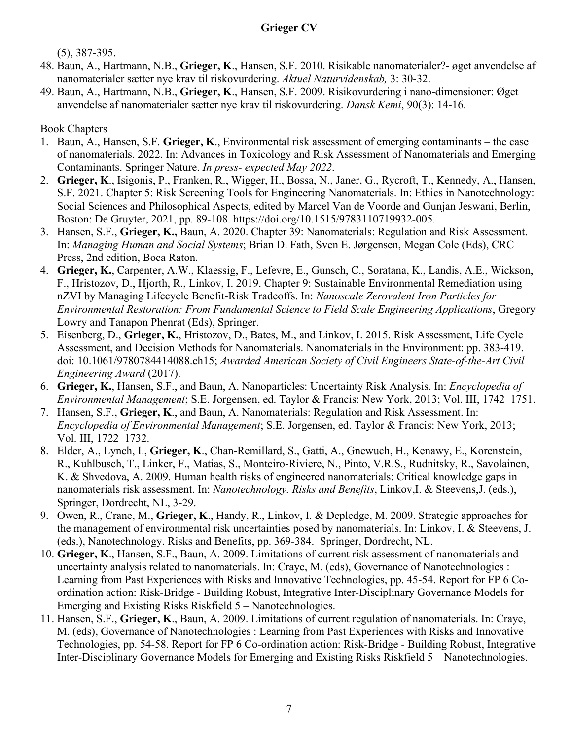(5), 387-395.

48. Baun, A., Hartmann, N.B., **Grieger, K**., Hansen, S.F. 2010. Risikable nanomaterialer?- øget anvendelse af nanomaterialer sætter nye krav til riskovurdering. *Aktuel Naturvidenskab,* 3: 30-32.
49. Baun, A., Hartmann, N.B., **Grieger, K**., Hansen, S.F. 2009. Risikovurdering i nano-dimensioner: Øget anvendelse af nanomaterialer sætter nye krav til riskovurdering. *Dansk Kemi*, 90(3): 14-16.

<u>Book Chapters</u>

1. Baun, A., Hansen, S.F. **Grieger, K**., Environmental risk assessment of emerging contaminants – the case of nanomaterials. 2022. In: Advances in Toxicology and Risk Assessment of Nanomaterials and Emerging Contaminants. Springer Nature. *In press- expected May 2022*.
2. **Grieger, K**., Isigonis, P., Franken, R., Wigger, H., Bossa, N., Janer, G., Rycroft, T., Kennedy, A., Hansen, S.F. 2021. Chapter 5: Risk Screening Tools for Engineering Nanomaterials. In: Ethics in Nanotechnology: Social Sciences and Philosophical Aspects, edited by Marcel Van de Voorde and Gunjan Jeswani, Berlin, Boston: De Gruyter, 2021, pp. 89-108. https://doi.org/10.1515/9783110719932-005.
3. Hansen, S.F., **Grieger, K.,** Baun, A. 2020. Chapter 39: Nanomaterials: Regulation and Risk Assessment. In: *Managing Human and Social Systems*; Brian D. Fath, Sven E. Jørgensen, Megan Cole (Eds), CRC Press, 2nd edition, Boca Raton.
4. **Grieger, K.**, Carpenter, A.W., Klaessig, F., Lefevre, E., Gunsch, C., Soratana, K., Landis, A.E., Wickson, F., Hristozov, D., Hjorth, R., Linkov, I. 2019. Chapter 9: Sustainable Environmental Remediation using nZVI by Managing Lifecycle Benefit-Risk Tradeoffs. In: *Nanoscale Zerovalent Iron Particles for Environmental Restoration: From Fundamental Science to Field Scale Engineering Applications*, Gregory Lowry and Tanapon Phenrat (Eds), Springer.
5. Eisenberg, D., **Grieger, K.**, Hristozov, D., Bates, M., and Linkov, I. 2015. Risk Assessment, Life Cycle Assessment, and Decision Methods for Nanomaterials. Nanomaterials in the Environment: pp. 383-419. doi: 10.1061/9780784414088.ch15; *Awarded American Society of Civil Engineers State-of-the-Art Civil Engineering Award* (2017).
6. **Grieger, K.**, Hansen, S.F., and Baun, A. Nanoparticles: Uncertainty Risk Analysis. In: *Encyclopedia of Environmental Management*; S.E. Jorgensen, ed. Taylor & Francis: New York, 2013; Vol. III, 1742–1751.
7. Hansen, S.F., **Grieger, K**., and Baun, A. Nanomaterials: Regulation and Risk Assessment. In: *Encyclopedia of Environmental Management*; S.E. Jorgensen, ed. Taylor & Francis: New York, 2013; Vol. III, 1722–1732.
8. Elder, A., Lynch, I., **Grieger, K**., Chan-Remillard, S., Gatti, A., Gnewuch, H., Kenawy, E., Korenstein, R., Kuhlbusch, T., Linker, F., Matias, S., Monteiro-Riviere, N., Pinto, V.R.S., Rudnitsky, R., Savolainen, K. & Shvedova, A. 2009. Human health risks of engineered nanomaterials: Critical knowledge gaps in nanomaterials risk assessment. In: *Nanotechnology. Risks and Benefits*, Linkov,I. & Steevens,J. (eds.), Springer, Dordrecht, NL, 3-29.
9. Owen, R., Crane, M., **Grieger, K**., Handy, R., Linkov, I. & Depledge, M. 2009. Strategic approaches for the management of environmental risk uncertainties posed by nanomaterials. In: Linkov, I. & Steevens, J. (eds.), Nanotechnology. Risks and Benefits, pp. 369-384. Springer, Dordrecht, NL.
10. **Grieger, K**., Hansen, S.F., Baun, A. 2009. Limitations of current risk assessment of nanomaterials and uncertainty analysis related to nanomaterials. In: Craye, M. (eds), Governance of Nanotechnologies : Learning from Past Experiences with Risks and Innovative Technologies, pp. 45-54. Report for FP 6 Co-ordination action: Risk-Bridge - Building Robust, Integrative Inter-Disciplinary Governance Models for Emerging and Existing Risks Riskfield 5 – Nanotechnologies.
11. Hansen, S.F., **Grieger, K**., Baun, A. 2009. Limitations of current regulation of nanomaterials. In: Craye, M. (eds), Governance of Nanotechnologies : Learning from Past Experiences with Risks and Innovative Technologies, pp. 54-58. Report for FP 6 Co-ordination action: Risk-Bridge - Building Robust, Integrative Inter-Disciplinary Governance Models for Emerging and Existing Risks Riskfield 5 – Nanotechnologies.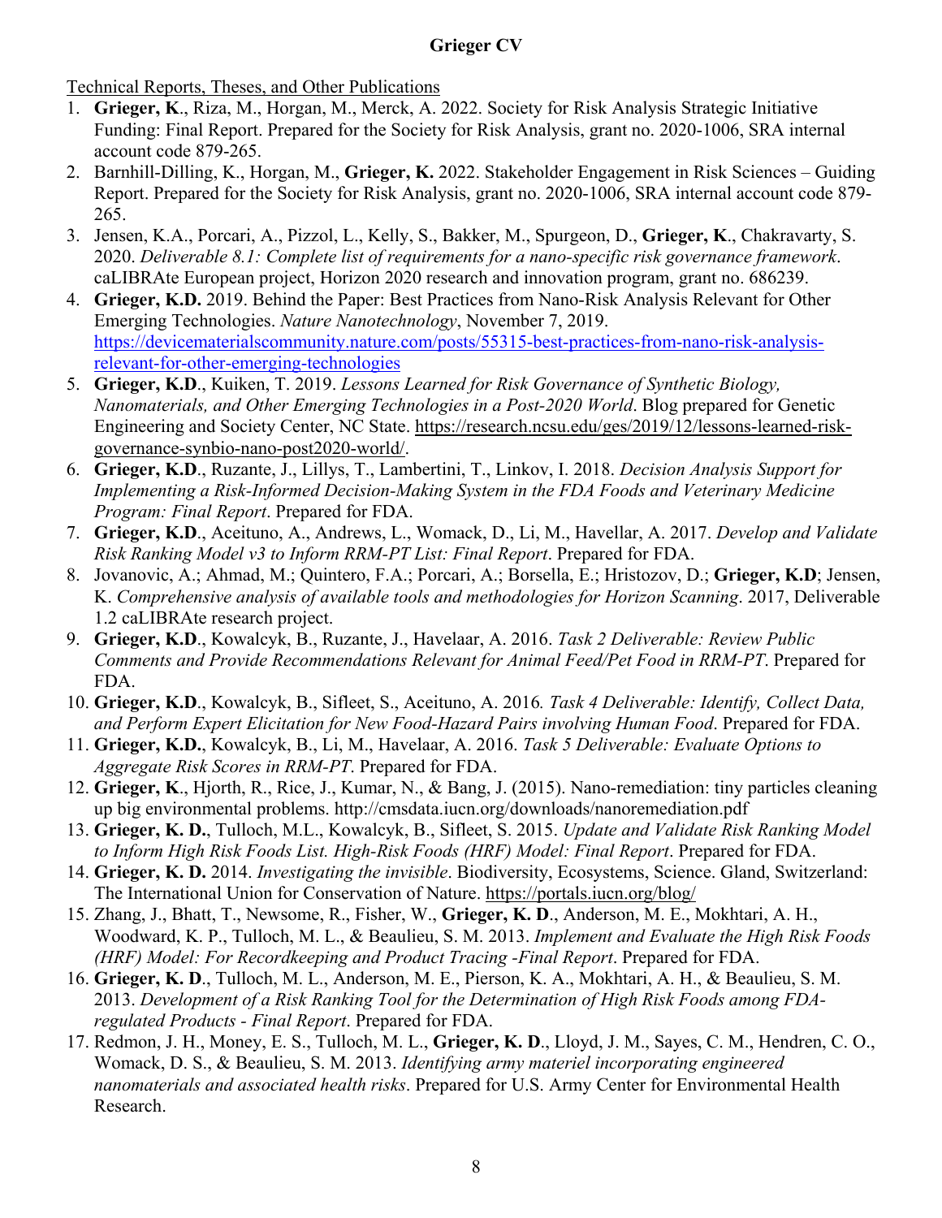Technical Reports, Theses, and Other Publications

1. **Grieger, K**., Riza, M., Horgan, M., Merck, A. 2022. Society for Risk Analysis Strategic Initiative Funding: Final Report. Prepared for the Society for Risk Analysis, grant no. 2020-1006, SRA internal account code 879-265.
2. Barnhill-Dilling, K., Horgan, M., **Grieger, K.** 2022. Stakeholder Engagement in Risk Sciences – Guiding Report. Prepared for the Society for Risk Analysis, grant no. 2020-1006, SRA internal account code 879-265.
3. Jensen, K.A., Porcari, A., Pizzol, L., Kelly, S., Bakker, M., Spurgeon, D., **Grieger, K**., Chakravarty, S. 2020. *Deliverable 8.1: Complete list of requirements for a nano-specific risk governance framework*. caLIBRAte European project, Horizon 2020 research and innovation program, grant no. 686239.
4. **Grieger, K.D.** 2019. Behind the Paper: Best Practices from Nano-Risk Analysis Relevant for Other Emerging Technologies. *Nature Nanotechnology*, November 7, 2019. https://devicematerialscommunity.nature.com/posts/55315-best-practices-from-nano-risk-analysis-relevant-for-other-emerging-technologies
5. **Grieger, K.D**., Kuiken, T. 2019. *Lessons Learned for Risk Governance of Synthetic Biology, Nanomaterials, and Other Emerging Technologies in a Post-2020 World*. Blog prepared for Genetic Engineering and Society Center, NC State. https://research.ncsu.edu/ges/2019/12/lessons-learned-risk-governance-synbio-nano-post2020-world/.
6. **Grieger, K.D**., Ruzante, J., Lillys, T., Lambertini, T., Linkov, I. 2018. *Decision Analysis Support for Implementing a Risk-Informed Decision-Making System in the FDA Foods and Veterinary Medicine Program: Final Report*. Prepared for FDA.
7. **Grieger, K.D**., Aceituno, A., Andrews, L., Womack, D., Li, M., Havellar, A. 2017. *Develop and Validate Risk Ranking Model v3 to Inform RRM-PT List: Final Report*. Prepared for FDA.
8. Jovanovic, A.; Ahmad, M.; Quintero, F.A.; Porcari, A.; Borsella, E.; Hristozov, D.; **Grieger, K.D**; Jensen, K. *Comprehensive analysis of available tools and methodologies for Horizon Scanning*. 2017, Deliverable 1.2 caLIBRAte research project.
9. **Grieger, K.D**., Kowalcyk, B., Ruzante, J., Havelaar, A. 2016. *Task 2 Deliverable: Review Public Comments and Provide Recommendations Relevant for Animal Feed/Pet Food in RRM-PT*. Prepared for FDA.
10. **Grieger, K.D**., Kowalcyk, B., Sifleet, S., Aceituno, A. 2016*. Task 4 Deliverable: Identify, Collect Data, and Perform Expert Elicitation for New Food-Hazard Pairs involving Human Food*. Prepared for FDA.
11. **Grieger, K.D.**, Kowalcyk, B., Li, M., Havelaar, A. 2016. *Task 5 Deliverable: Evaluate Options to Aggregate Risk Scores in RRM-PT*. Prepared for FDA.
12. **Grieger, K**., Hjorth, R., Rice, J., Kumar, N., & Bang, J. (2015). Nano-remediation: tiny particles cleaning up big environmental problems. http://cmsdata.iucn.org/downloads/nanoremediation.pdf
13. **Grieger, K. D.**, Tulloch, M.L., Kowalcyk, B., Sifleet, S. 2015. *Update and Validate Risk Ranking Model to Inform High Risk Foods List. High-Risk Foods (HRF) Model: Final Report*. Prepared for FDA.
14. **Grieger, K. D.** 2014. *Investigating the invisible*. Biodiversity, Ecosystems, Science. Gland, Switzerland: The International Union for Conservation of Nature. https://portals.iucn.org/blog/
15. Zhang, J., Bhatt, T., Newsome, R., Fisher, W., **Grieger, K. D**., Anderson, M. E., Mokhtari, A. H., Woodward, K. P., Tulloch, M. L., & Beaulieu, S. M. 2013. *Implement and Evaluate the High Risk Foods (HRF) Model: For Recordkeeping and Product Tracing -Final Report*. Prepared for FDA.
16. **Grieger, K. D**., Tulloch, M. L., Anderson, M. E., Pierson, K. A., Mokhtari, A. H., & Beaulieu, S. M. 2013. *Development of a Risk Ranking Tool for the Determination of High Risk Foods among FDA-regulated Products - Final Report*. Prepared for FDA.
17. Redmon, J. H., Money, E. S., Tulloch, M. L., **Grieger, K. D**., Lloyd, J. M., Sayes, C. M., Hendren, C. O., Womack, D. S., & Beaulieu, S. M. 2013. *Identifying army materiel incorporating engineered nanomaterials and associated health risks*. Prepared for U.S. Army Center for Environmental Health Research.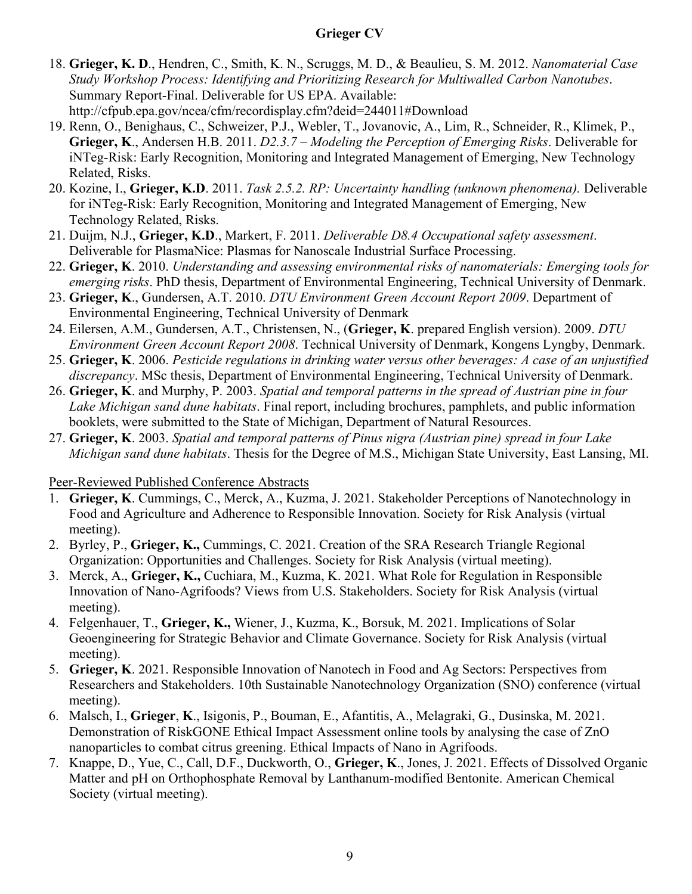18. **Grieger, K. D**., Hendren, C., Smith, K. N., Scruggs, M. D., & Beaulieu, S. M. 2012. *Nanomaterial Case Study Workshop Process: Identifying and Prioritizing Research for Multiwalled Carbon Nanotubes*. Summary Report-Final. Deliverable for US EPA. Available: http://cfpub.epa.gov/ncea/cfm/recordisplay.cfm?deid=244011#Download
19. Renn, O., Benighaus, C., Schweizer, P.J., Webler, T., Jovanovic, A., Lim, R., Schneider, R., Klimek, P., **Grieger, K**., Andersen H.B. 2011. *D2.3.7 – Modeling the Perception of Emerging Risks*. Deliverable for iNTeg-Risk: Early Recognition, Monitoring and Integrated Management of Emerging, New Technology Related, Risks.
20. Kozine, I., **Grieger, K.D**. 2011. *Task 2.5.2. RP: Uncertainty handling (unknown phenomena).* Deliverable for iNTeg-Risk: Early Recognition, Monitoring and Integrated Management of Emerging, New Technology Related, Risks.
21. Duijm, N.J., **Grieger, K.D**., Markert, F. 2011. *Deliverable D8.4 Occupational safety assessment*. Deliverable for PlasmaNice: Plasmas for Nanoscale Industrial Surface Processing.
22. **Grieger, K**. 2010. *Understanding and assessing environmental risks of nanomaterials: Emerging tools for emerging risks*. PhD thesis, Department of Environmental Engineering, Technical University of Denmark.
23. **Grieger, K**., Gundersen, A.T. 2010. *DTU Environment Green Account Report 2009*. Department of Environmental Engineering, Technical University of Denmark
24. Eilersen, A.M., Gundersen, A.T., Christensen, N., (**Grieger, K**. prepared English version). 2009. *DTU Environment Green Account Report 2008*. Technical University of Denmark, Kongens Lyngby, Denmark.
25. **Grieger, K**. 2006. *Pesticide regulations in drinking water versus other beverages: A case of an unjustified discrepancy*. MSc thesis, Department of Environmental Engineering, Technical University of Denmark.
26. **Grieger, K**. and Murphy, P. 2003. *Spatial and temporal patterns in the spread of Austrian pine in four Lake Michigan sand dune habitats*. Final report, including brochures, pamphlets, and public information booklets, were submitted to the State of Michigan, Department of Natural Resources.
27. **Grieger, K**. 2003. *Spatial and temporal patterns of Pinus nigra (Austrian pine) spread in four Lake Michigan sand dune habitats*. Thesis for the Degree of M.S., Michigan State University, East Lansing, MI.

Peer-Reviewed Published Conference Abstracts

1. **Grieger, K**. Cummings, C., Merck, A., Kuzma, J. 2021. Stakeholder Perceptions of Nanotechnology in Food and Agriculture and Adherence to Responsible Innovation. Society for Risk Analysis (virtual meeting).
2. Byrley, P., **Grieger, K.,** Cummings, C. 2021. Creation of the SRA Research Triangle Regional Organization: Opportunities and Challenges. Society for Risk Analysis (virtual meeting).
3. Merck, A., **Grieger, K.,** Cuchiara, M., Kuzma, K. 2021. What Role for Regulation in Responsible Innovation of Nano-Agrifoods? Views from U.S. Stakeholders. Society for Risk Analysis (virtual meeting).
4. Felgenhauer, T., **Grieger, K.,** Wiener, J., Kuzma, K., Borsuk, M. 2021. Implications of Solar Geoengineering for Strategic Behavior and Climate Governance. Society for Risk Analysis (virtual meeting).
5. **Grieger, K**. 2021. Responsible Innovation of Nanotech in Food and Ag Sectors: Perspectives from Researchers and Stakeholders. 10th Sustainable Nanotechnology Organization (SNO) conference (virtual meeting).
6. Malsch, I., **Grieger**, **K**., Isigonis, P., Bouman, E., Afantitis, A., Melagraki, G., Dusinska, M. 2021. Demonstration of RiskGONE Ethical Impact Assessment online tools by analysing the case of ZnO nanoparticles to combat citrus greening. Ethical Impacts of Nano in Agrifoods.
7. Knappe, D., Yue, C., Call, D.F., Duckworth, O., **Grieger, K**., Jones, J. 2021. Effects of Dissolved Organic Matter and pH on Orthophosphate Removal by Lanthanum-modified Bentonite. American Chemical Society (virtual meeting).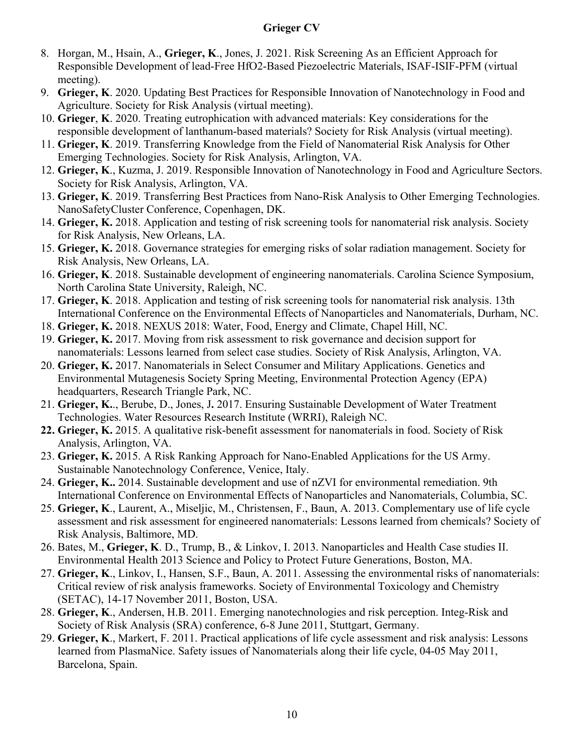8. Horgan, M., Hsain, A., **Grieger, K**., Jones, J. 2021. Risk Screening As an Efficient Approach for Responsible Development of lead-Free $HfO_2$-Based Piezoelectric Materials, ISAF-ISIF-PFM (virtual meeting).
9. **Grieger, K**. 2020. Updating Best Practices for Responsible Innovation of Nanotechnology in Food and Agriculture. Society for Risk Analysis (virtual meeting).
10. **Grieger**, **K**. 2020. Treating eutrophication with advanced materials: Key considerations for the responsible development of lanthanum-based materials? Society for Risk Analysis (virtual meeting).
11. **Grieger, K**. 2019. Transferring Knowledge from the Field of Nanomaterial Risk Analysis for Other Emerging Technologies. Society for Risk Analysis, Arlington, VA.
12. **Grieger, K**., Kuzma, J. 2019. Responsible Innovation of Nanotechnology in Food and Agriculture Sectors. Society for Risk Analysis, Arlington, VA.
13. **Grieger, K**. 2019. Transferring Best Practices from Nano-Risk Analysis to Other Emerging Technologies. NanoSafetyCluster Conference, Copenhagen, DK.
14. **Grieger, K.** 2018. Application and testing of risk screening tools for nanomaterial risk analysis. Society for Risk Analysis, New Orleans, LA.
15. **Grieger, K.** 2018. Governance strategies for emerging risks of solar radiation management. Society for Risk Analysis, New Orleans, LA.
16. **Grieger, K**. 2018. Sustainable development of engineering nanomaterials. Carolina Science Symposium, North Carolina State University, Raleigh, NC.
17. **Grieger, K**. 2018. Application and testing of risk screening tools for nanomaterial risk analysis. 13th International Conference on the Environmental Effects of Nanoparticles and Nanomaterials, Durham, NC.
18. **Grieger, K.** 2018. NEXUS 2018: Water, Food, Energy and Climate, Chapel Hill, NC.
19. **Grieger, K.** 2017. Moving from risk assessment to risk governance and decision support for nanomaterials: Lessons learned from select case studies. Society of Risk Analysis, Arlington, VA.
20. **Grieger, K.** 2017. Nanomaterials in Select Consumer and Military Applications. Genetics and Environmental Mutagenesis Society Spring Meeting, Environmental Protection Agency (EPA) headquarters, Research Triangle Park, NC.
21. **Grieger, K.**., Berube, D., Jones, J**.** 2017. Ensuring Sustainable Development of Water Treatment Technologies. Water Resources Research Institute (WRRI), Raleigh NC.
22. **Grieger, K.** 2015. A qualitative risk-benefit assessment for nanomaterials in food. Society of Risk Analysis, Arlington, VA.
23. **Grieger, K.** 2015. A Risk Ranking Approach for Nano-Enabled Applications for the US Army. Sustainable Nanotechnology Conference, Venice, Italy.
24. **Grieger, K..** 2014. Sustainable development and use of nZVI for environmental remediation. 9th International Conference on Environmental Effects of Nanoparticles and Nanomaterials, Columbia, SC.
25. **Grieger, K**., Laurent, A., Miseljic, M., Christensen, F., Baun, A. 2013. Complementary use of life cycle assessment and risk assessment for engineered nanomaterials: Lessons learned from chemicals? Society of Risk Analysis, Baltimore, MD.
26. Bates, M., **Grieger, K**. D., Trump, B., & Linkov, I. 2013. Nanoparticles and Health Case studies II. Environmental Health 2013 Science and Policy to Protect Future Generations, Boston, MA.
27. **Grieger, K**., Linkov, I., Hansen, S.F., Baun, A. 2011. Assessing the environmental risks of nanomaterials: Critical review of risk analysis frameworks. Society of Environmental Toxicology and Chemistry (SETAC), 14-17 November 2011, Boston, USA.
28. **Grieger, K**., Andersen, H.B. 2011. Emerging nanotechnologies and risk perception. Integ-Risk and Society of Risk Analysis (SRA) conference, 6-8 June 2011, Stuttgart, Germany.
29. **Grieger, K**., Markert, F. 2011. Practical applications of life cycle assessment and risk analysis: Lessons learned from PlasmaNice. Safety issues of Nanomaterials along their life cycle, 04-05 May 2011, Barcelona, Spain.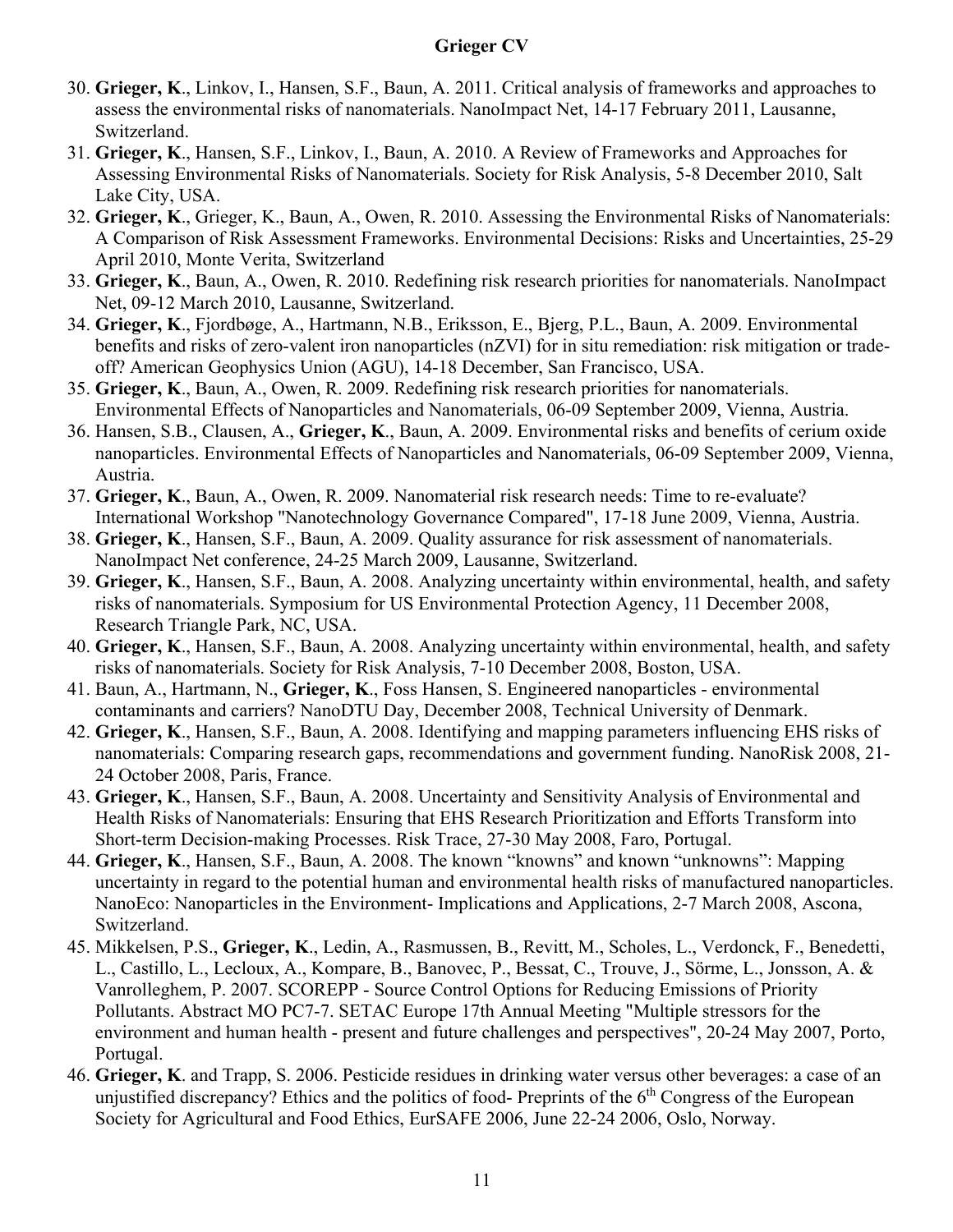30. **Grieger, K**., Linkov, I., Hansen, S.F., Baun, A. 2011. Critical analysis of frameworks and approaches to assess the environmental risks of nanomaterials. NanoImpact Net, 14-17 February 2011, Lausanne, Switzerland.
31. **Grieger, K**., Hansen, S.F., Linkov, I., Baun, A. 2010. A Review of Frameworks and Approaches for Assessing Environmental Risks of Nanomaterials. Society for Risk Analysis, 5-8 December 2010, Salt Lake City, USA.
32. **Grieger, K**., Grieger, K., Baun, A., Owen, R. 2010. Assessing the Environmental Risks of Nanomaterials: A Comparison of Risk Assessment Frameworks. Environmental Decisions: Risks and Uncertainties, 25-29 April 2010, Monte Verita, Switzerland
33. **Grieger, K**., Baun, A., Owen, R. 2010. Redefining risk research priorities for nanomaterials. NanoImpact Net, 09-12 March 2010, Lausanne, Switzerland.
34. **Grieger, K**., Fjordbøge, A., Hartmann, N.B., Eriksson, E., Bjerg, P.L., Baun, A. 2009. Environmental benefits and risks of zero-valent iron nanoparticles (nZVI) for in situ remediation: risk mitigation or trade-off? American Geophysics Union (AGU), 14-18 December, San Francisco, USA.
35. **Grieger, K**., Baun, A., Owen, R. 2009. Redefining risk research priorities for nanomaterials. Environmental Effects of Nanoparticles and Nanomaterials, 06-09 September 2009, Vienna, Austria.
36. Hansen, S.B., Clausen, A., **Grieger, K**., Baun, A. 2009. Environmental risks and benefits of cerium oxide nanoparticles. Environmental Effects of Nanoparticles and Nanomaterials, 06-09 September 2009, Vienna, Austria.
37. **Grieger, K**., Baun, A., Owen, R. 2009. Nanomaterial risk research needs: Time to re-evaluate? International Workshop "Nanotechnology Governance Compared", 17-18 June 2009, Vienna, Austria.
38. **Grieger, K**., Hansen, S.F., Baun, A. 2009. Quality assurance for risk assessment of nanomaterials. NanoImpact Net conference, 24-25 March 2009, Lausanne, Switzerland.
39. **Grieger, K**., Hansen, S.F., Baun, A. 2008. Analyzing uncertainty within environmental, health, and safety risks of nanomaterials. Symposium for US Environmental Protection Agency, 11 December 2008, Research Triangle Park, NC, USA.
40. **Grieger, K**., Hansen, S.F., Baun, A. 2008. Analyzing uncertainty within environmental, health, and safety risks of nanomaterials. Society for Risk Analysis, 7-10 December 2008, Boston, USA.
41. Baun, A., Hartmann, N., **Grieger, K**., Foss Hansen, S. Engineered nanoparticles - environmental contaminants and carriers? NanoDTU Day, December 2008, Technical University of Denmark.
42. **Grieger, K**., Hansen, S.F., Baun, A. 2008. Identifying and mapping parameters influencing EHS risks of nanomaterials: Comparing research gaps, recommendations and government funding. NanoRisk 2008, 21-24 October 2008, Paris, France.
43. **Grieger, K**., Hansen, S.F., Baun, A. 2008. Uncertainty and Sensitivity Analysis of Environmental and Health Risks of Nanomaterials: Ensuring that EHS Research Prioritization and Efforts Transform into Short-term Decision-making Processes. Risk Trace, 27-30 May 2008, Faro, Portugal.
44. **Grieger, K**., Hansen, S.F., Baun, A. 2008. The known "knowns" and known "unknowns": Mapping uncertainty in regard to the potential human and environmental health risks of manufactured nanoparticles. NanoEco: Nanoparticles in the Environment- Implications and Applications, 2-7 March 2008, Ascona, Switzerland.
45. Mikkelsen, P.S., **Grieger, K**., Ledin, A., Rasmussen, B., Revitt, M., Scholes, L., Verdonck, F., Benedetti, L., Castillo, L., Lecloux, A., Kompare, B., Banovec, P., Bessat, C., Trouve, J., Sörme, L., Jonsson, A. & Vanrolleghem, P. 2007. SCOREPP - Source Control Options for Reducing Emissions of Priority Pollutants. Abstract MO PC7-7. SETAC Europe 17th Annual Meeting "Multiple stressors for the environment and human health - present and future challenges and perspectives", 20-24 May 2007, Porto, Portugal.
46. **Grieger, K**. and Trapp, S. 2006. Pesticide residues in drinking water versus other beverages: a case of an unjustified discrepancy? Ethics and the politics of food- Preprints of the 6th Congress of the European Society for Agricultural and Food Ethics, EurSAFE 2006, June 22-24 2006, Oslo, Norway.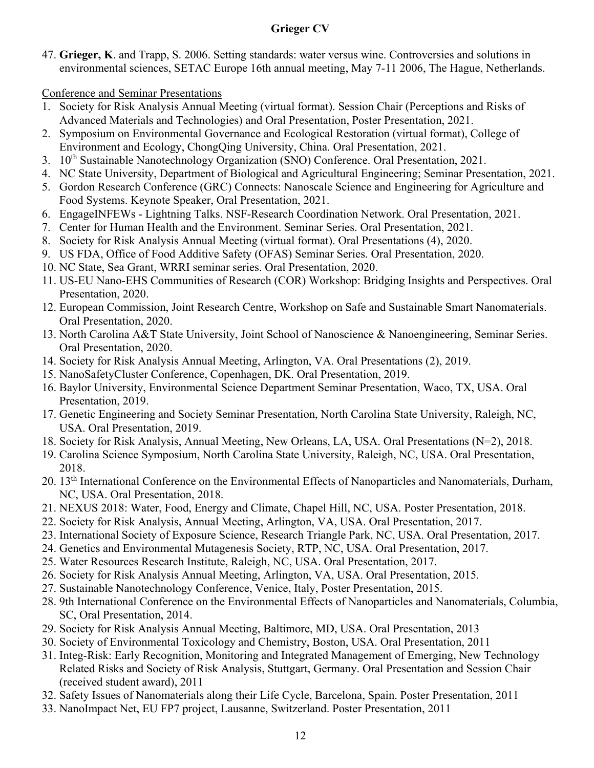47. **Grieger, K**. and Trapp, S. 2006. Setting standards: water versus wine. Controversies and solutions in environmental sciences, SETAC Europe 16th annual meeting, May 7-11 2006, The Hague, Netherlands.

Conference and Seminar Presentations

1. Society for Risk Analysis Annual Meeting (virtual format). Session Chair (Perceptions and Risks of Advanced Materials and Technologies) and Oral Presentation, Poster Presentation, 2021.
2. Symposium on Environmental Governance and Ecological Restoration (virtual format), College of Environment and Ecology, ChongQing University, China. Oral Presentation, 2021.
3. 10th Sustainable Nanotechnology Organization (SNO) Conference. Oral Presentation, 2021.
4. NC State University, Department of Biological and Agricultural Engineering; Seminar Presentation, 2021.
5. Gordon Research Conference (GRC) Connects: Nanoscale Science and Engineering for Agriculture and Food Systems. Keynote Speaker, Oral Presentation, 2021.
6. EngageINFEWs - Lightning Talks. NSF-Research Coordination Network. Oral Presentation, 2021.
7. Center for Human Health and the Environment. Seminar Series. Oral Presentation, 2021.
8. Society for Risk Analysis Annual Meeting (virtual format). Oral Presentations (4), 2020.
9. US FDA, Office of Food Additive Safety (OFAS) Seminar Series. Oral Presentation, 2020.
10. NC State, Sea Grant, WRRI seminar series. Oral Presentation, 2020.
11. US-EU Nano-EHS Communities of Research (COR) Workshop: Bridging Insights and Perspectives. Oral Presentation, 2020.
12. European Commission, Joint Research Centre, Workshop on Safe and Sustainable Smart Nanomaterials. Oral Presentation, 2020.
13. North Carolina A&T State University, Joint School of Nanoscience & Nanoengineering, Seminar Series. Oral Presentation, 2020.
14. Society for Risk Analysis Annual Meeting, Arlington, VA. Oral Presentations (2), 2019.
15. NanoSafetyCluster Conference, Copenhagen, DK. Oral Presentation, 2019.
16. Baylor University, Environmental Science Department Seminar Presentation, Waco, TX, USA. Oral Presentation, 2019.
17. Genetic Engineering and Society Seminar Presentation, North Carolina State University, Raleigh, NC, USA. Oral Presentation, 2019.
18. Society for Risk Analysis, Annual Meeting, New Orleans, LA, USA. Oral Presentations (N=2), 2018.
19. Carolina Science Symposium, North Carolina State University, Raleigh, NC, USA. Oral Presentation, 2018.
20. 13th International Conference on the Environmental Effects of Nanoparticles and Nanomaterials, Durham, NC, USA. Oral Presentation, 2018.
21. NEXUS 2018: Water, Food, Energy and Climate, Chapel Hill, NC, USA. Poster Presentation, 2018.
22. Society for Risk Analysis, Annual Meeting, Arlington, VA, USA. Oral Presentation, 2017.
23. International Society of Exposure Science, Research Triangle Park, NC, USA. Oral Presentation, 2017.
24. Genetics and Environmental Mutagenesis Society, RTP, NC, USA. Oral Presentation, 2017.
25. Water Resources Research Institute, Raleigh, NC, USA. Oral Presentation, 2017.
26. Society for Risk Analysis Annual Meeting, Arlington, VA, USA. Oral Presentation, 2015.
27. Sustainable Nanotechnology Conference, Venice, Italy, Poster Presentation, 2015.
28. 9th International Conference on the Environmental Effects of Nanoparticles and Nanomaterials, Columbia, SC, Oral Presentation, 2014.
29. Society for Risk Analysis Annual Meeting, Baltimore, MD, USA. Oral Presentation, 2013
30. Society of Environmental Toxicology and Chemistry, Boston, USA. Oral Presentation, 2011
31. Integ-Risk: Early Recognition, Monitoring and Integrated Management of Emerging, New Technology Related Risks and Society of Risk Analysis, Stuttgart, Germany. Oral Presentation and Session Chair (received student award), 2011
32. Safety Issues of Nanomaterials along their Life Cycle, Barcelona, Spain. Poster Presentation, 2011
33. NanoImpact Net, EU FP7 project, Lausanne, Switzerland. Poster Presentation, 2011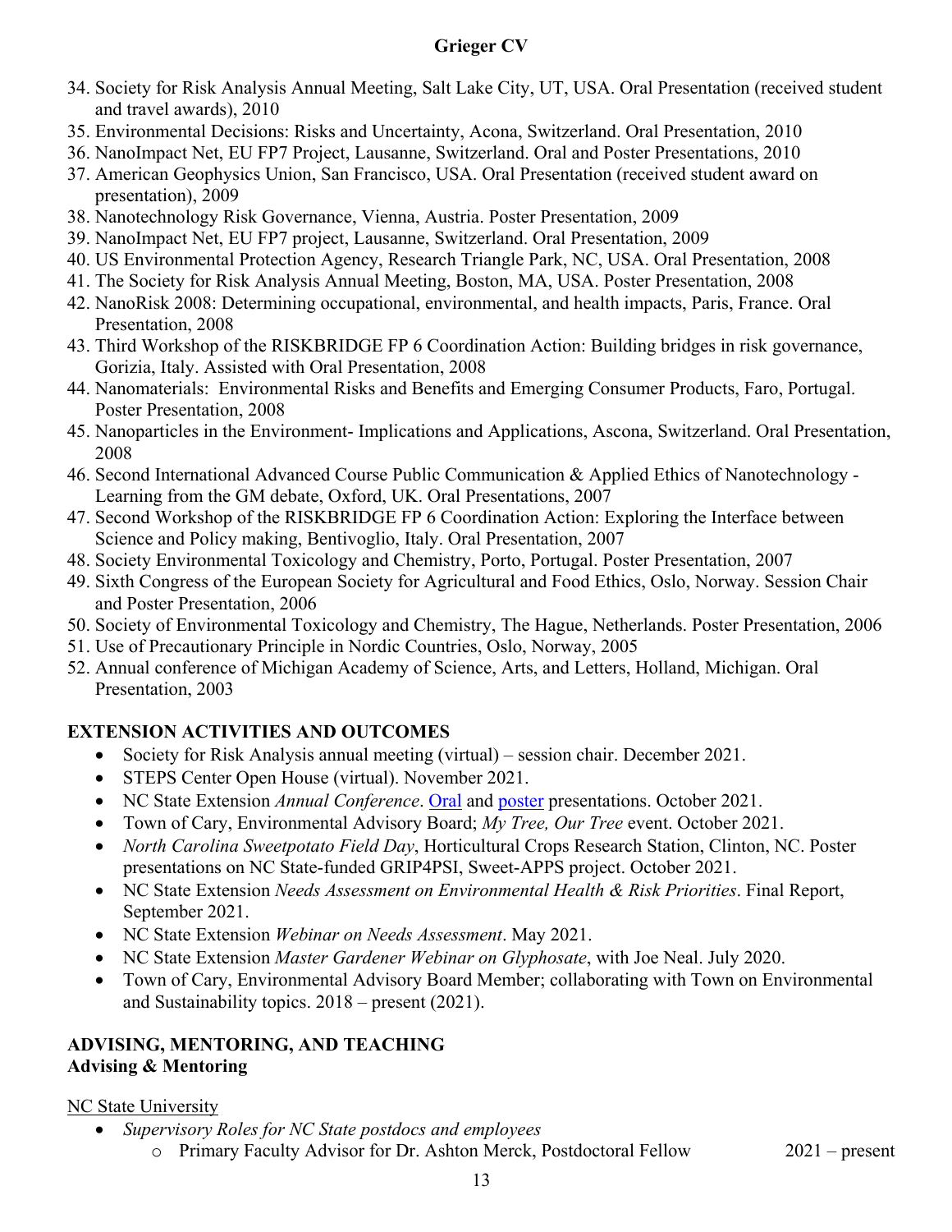34. Society for Risk Analysis Annual Meeting, Salt Lake City, UT, USA. Oral Presentation (received student and travel awards), 2010
35. Environmental Decisions: Risks and Uncertainty, Acona, Switzerland. Oral Presentation, 2010
36. NanoImpact Net, EU FP7 Project, Lausanne, Switzerland. Oral and Poster Presentations, 2010
37. American Geophysics Union, San Francisco, USA. Oral Presentation (received student award on presentation), 2009
38. Nanotechnology Risk Governance, Vienna, Austria. Poster Presentation, 2009
39. NanoImpact Net, EU FP7 project, Lausanne, Switzerland. Oral Presentation, 2009
40. US Environmental Protection Agency, Research Triangle Park, NC, USA. Oral Presentation, 2008
41. The Society for Risk Analysis Annual Meeting, Boston, MA, USA. Poster Presentation, 2008
42. NanoRisk 2008: Determining occupational, environmental, and health impacts, Paris, France. Oral Presentation, 2008
43. Third Workshop of the RISKBRIDGE FP 6 Coordination Action: Building bridges in risk governance, Gorizia, Italy. Assisted with Oral Presentation, 2008
44. Nanomaterials: Environmental Risks and Benefits and Emerging Consumer Products, Faro, Portugal. Poster Presentation, 2008
45. Nanoparticles in the Environment- Implications and Applications, Ascona, Switzerland. Oral Presentation, 2008
46. Second International Advanced Course Public Communication & Applied Ethics of Nanotechnology - Learning from the GM debate, Oxford, UK. Oral Presentations, 2007
47. Second Workshop of the RISKBRIDGE FP 6 Coordination Action: Exploring the Interface between Science and Policy making, Bentivoglio, Italy. Oral Presentation, 2007
48. Society Environmental Toxicology and Chemistry, Porto, Portugal. Poster Presentation, 2007
49. Sixth Congress of the European Society for Agricultural and Food Ethics, Oslo, Norway. Session Chair and Poster Presentation, 2006
50. Society of Environmental Toxicology and Chemistry, The Hague, Netherlands. Poster Presentation, 2006
51. Use of Precautionary Principle in Nordic Countries, Oslo, Norway, 2005
52. Annual conference of Michigan Academy of Science, Arts, and Letters, Holland, Michigan. Oral Presentation, 2003

## EXTENSION ACTIVITIES AND OUTCOMES

- Society for Risk Analysis annual meeting (virtual) – session chair. December 2021.
- STEPS Center Open House (virtual). November 2021.
- NC State Extension *Annual Conference*. Oral and poster presentations. October 2021.
- Town of Cary, Environmental Advisory Board; *My Tree, Our Tree* event. October 2021.
- *North Carolina Sweetpotato Field Day*, Horticultural Crops Research Station, Clinton, NC. Poster presentations on NC State-funded GRIP4PSI, Sweet-APPS project. October 2021.
- NC State Extension *Needs Assessment on Environmental Health & Risk Priorities*. Final Report, September 2021.
- NC State Extension *Webinar on Needs Assessment*. May 2021.
- NC State Extension *Master Gardener Webinar on Glyphosate*, with Joe Neal. July 2020.
- Town of Cary, Environmental Advisory Board Member; collaborating with Town on Environmental and Sustainability topics. 2018 – present (2021).

## ADVISING, MENTORING, AND TEACHING

### Advising & Mentoring

NC State University

- *Supervisory Roles for NC State postdocs and employees*
  - Primary Faculty Advisor for Dr. Ashton Merck, Postdoctoral Fellow 2021 – present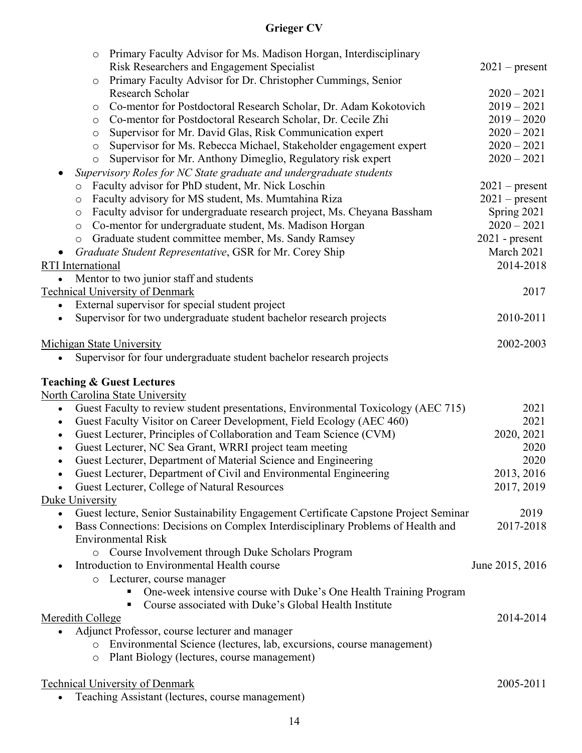- Primary Faculty Advisor for Ms. Madison Horgan, Interdisciplinary Risk Researchers and Engagement Specialist — 2021 – present
- Primary Faculty Advisor for Dr. Christopher Cummings, Senior Research Scholar — 2020 – 2021
- Co-mentor for Postdoctoral Research Scholar, Dr. Adam Kokotovich — 2019 – 2021
- Co-mentor for Postdoctoral Research Scholar, Dr. Cecile Zhi — 2019 – 2020
- Supervisor for Mr. David Glas, Risk Communication expert — 2020 – 2021
- Supervisor for Ms. Rebecca Michael, Stakeholder engagement expert — 2020 – 2021
- Supervisor for Mr. Anthony Dimeglio, Regulatory risk expert — 2020 – 2021

- *Supervisory Roles for NC State graduate and undergraduate students*
  - Faculty advisor for PhD student, Mr. Nick Loschin — 2021 – present
  - Faculty advisory for MS student, Ms. Mumtahina Riza — 2021 – present
  - Faculty advisor for undergraduate research project, Ms. Cheyana Bassham — Spring 2021
  - Co-mentor for undergraduate student, Ms. Madison Horgan — 2020 – 2021
  - Graduate student committee member, Ms. Sandy Ramsey — 2021 - present
- *Graduate Student Representative*, GSR for Mr. Corey Ship — March 2021

<u>RTI International</u> — 2014-2018

- Mentor to two junior staff and students

<u>Technical University of Denmark</u> — 2017

- External supervisor for special student project
- Supervisor for two undergraduate student bachelor research projects — 2010-2011

<u>Michigan State University</u> — 2002-2003

- Supervisor for four undergraduate student bachelor research projects

**Teaching & Guest Lectures**

<u>North Carolina State University</u>

- Guest Faculty to review student presentations, Environmental Toxicology (AEC 715) — 2021
- Guest Faculty Visitor on Career Development, Field Ecology (AEC 460) — 2021
- Guest Lecturer, Principles of Collaboration and Team Science (CVM) — 2020, 2021
- Guest Lecturer, NC Sea Grant, WRRI project team meeting — 2020
- Guest Lecturer, Department of Material Science and Engineering — 2020
- Guest Lecturer, Department of Civil and Environmental Engineering — 2013, 2016
- Guest Lecturer, College of Natural Resources — 2017, 2019

<u>Duke University</u>

- Guest lecture, Senior Sustainability Engagement Certificate Capstone Project Seminar — 2019
- Bass Connections: Decisions on Complex Interdisciplinary Problems of Health and Environmental Risk — 2017-2018
  - Course Involvement through Duke Scholars Program
- Introduction to Environmental Health course — June 2015, 2016
  - Lecturer, course manager
    - One-week intensive course with Duke's One Health Training Program
    - Course associated with Duke's Global Health Institute

<u>Meredith College</u> — 2014-2014

- Adjunct Professor, course lecturer and manager
  - Environmental Science (lectures, lab, excursions, course management)
  - Plant Biology (lectures, course management)

<u>Technical University of Denmark</u> — 2005-2011

- Teaching Assistant (lectures, course management)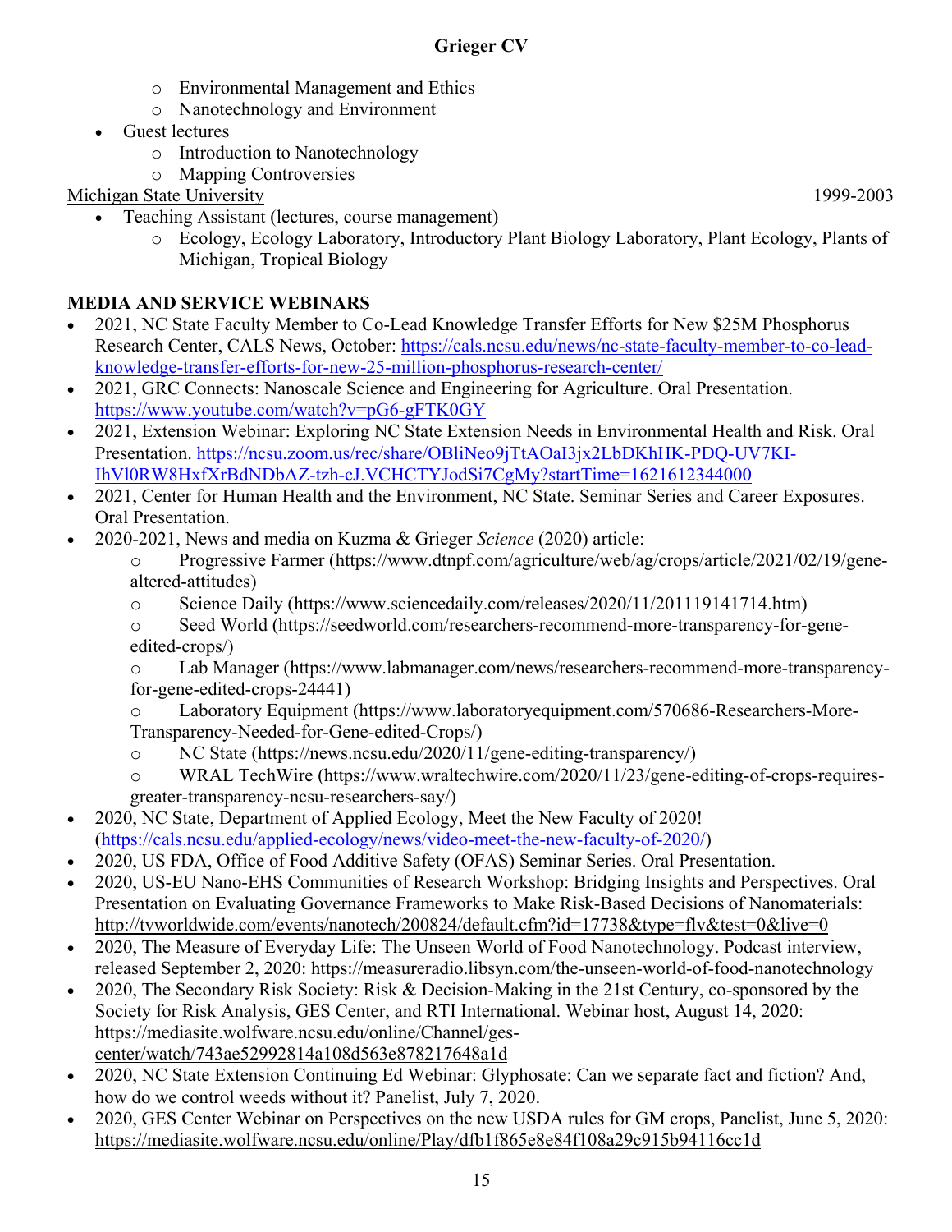- Environmental Management and Ethics
    - Nanotechnology and Environment
- Guest lectures
    - Introduction to Nanotechnology
    - Mapping Controversies

Michigan State University 1999-2003

- Teaching Assistant (lectures, course management)
    - Ecology, Ecology Laboratory, Introductory Plant Biology Laboratory, Plant Ecology, Plants of Michigan, Tropical Biology

**MEDIA AND SERVICE WEBINARS**

- 2021, NC State Faculty Member to Co-Lead Knowledge Transfer Efforts for New $25M Phosphorus Research Center, CALS News, October: https://cals.ncsu.edu/news/nc-state-faculty-member-to-co-lead-knowledge-transfer-efforts-for-new-25-million-phosphorus-research-center/
- 2021, GRC Connects: Nanoscale Science and Engineering for Agriculture. Oral Presentation. https://www.youtube.com/watch?v=pG6-gFTK0GY
- 2021, Extension Webinar: Exploring NC State Extension Needs in Environmental Health and Risk. Oral Presentation. https://ncsu.zoom.us/rec/share/OBliNeo9jTtAOaI3jx2LbDKhHK-PDQ-UV7KI-IhVl0RW8HxfXrBdNDbAZ-tzh-cJ.VCHCTYJodSi7CgMy?startTime=1621612344000
- 2021, Center for Human Health and the Environment, NC State. Seminar Series and Career Exposures. Oral Presentation.
- 2020-2021, News and media on Kuzma & Grieger *Science* (2020) article:
    - Progressive Farmer (https://www.dtnpf.com/agriculture/web/ag/crops/article/2021/02/19/gene-altered-attitudes)
    - Science Daily (https://www.sciencedaily.com/releases/2020/11/201119141714.htm)
    - Seed World (https://seedworld.com/researchers-recommend-more-transparency-for-gene-edited-crops/)
    - Lab Manager (https://www.labmanager.com/news/researchers-recommend-more-transparency-for-gene-edited-crops-24441)
    - Laboratory Equipment (https://www.laboratoryequipment.com/570686-Researchers-More-Transparency-Needed-for-Gene-edited-Crops/)
    - NC State (https://news.ncsu.edu/2020/11/gene-editing-transparency/)
    - WRAL TechWire (https://www.wraltechwire.com/2020/11/23/gene-editing-of-crops-requires-greater-transparency-ncsu-researchers-say/)
- 2020, NC State, Department of Applied Ecology, Meet the New Faculty of 2020! (https://cals.ncsu.edu/applied-ecology/news/video-meet-the-new-faculty-of-2020/)
- 2020, US FDA, Office of Food Additive Safety (OFAS) Seminar Series. Oral Presentation.
- 2020, US-EU Nano-EHS Communities of Research Workshop: Bridging Insights and Perspectives. Oral Presentation on Evaluating Governance Frameworks to Make Risk-Based Decisions of Nanomaterials: http://tvworldwide.com/events/nanotech/200824/default.cfm?id=17738&type=flv&test=0&live=0
- 2020, The Measure of Everyday Life: The Unseen World of Food Nanotechnology. Podcast interview, released September 2, 2020: https://measureradio.libsyn.com/the-unseen-world-of-food-nanotechnology
- 2020, The Secondary Risk Society: Risk & Decision-Making in the 21st Century, co-sponsored by the Society for Risk Analysis, GES Center, and RTI International. Webinar host, August 14, 2020: https://mediasite.wolfware.ncsu.edu/online/Channel/ges-center/watch/743ae52992814a108d563e878217648a1d
- 2020, NC State Extension Continuing Ed Webinar: Glyphosate: Can we separate fact and fiction? And, how do we control weeds without it? Panelist, July 7, 2020.
- 2020, GES Center Webinar on Perspectives on the new USDA rules for GM crops, Panelist, June 5, 2020: https://mediasite.wolfware.ncsu.edu/online/Play/dfb1f865e8e84f108a29c915b94116cc1d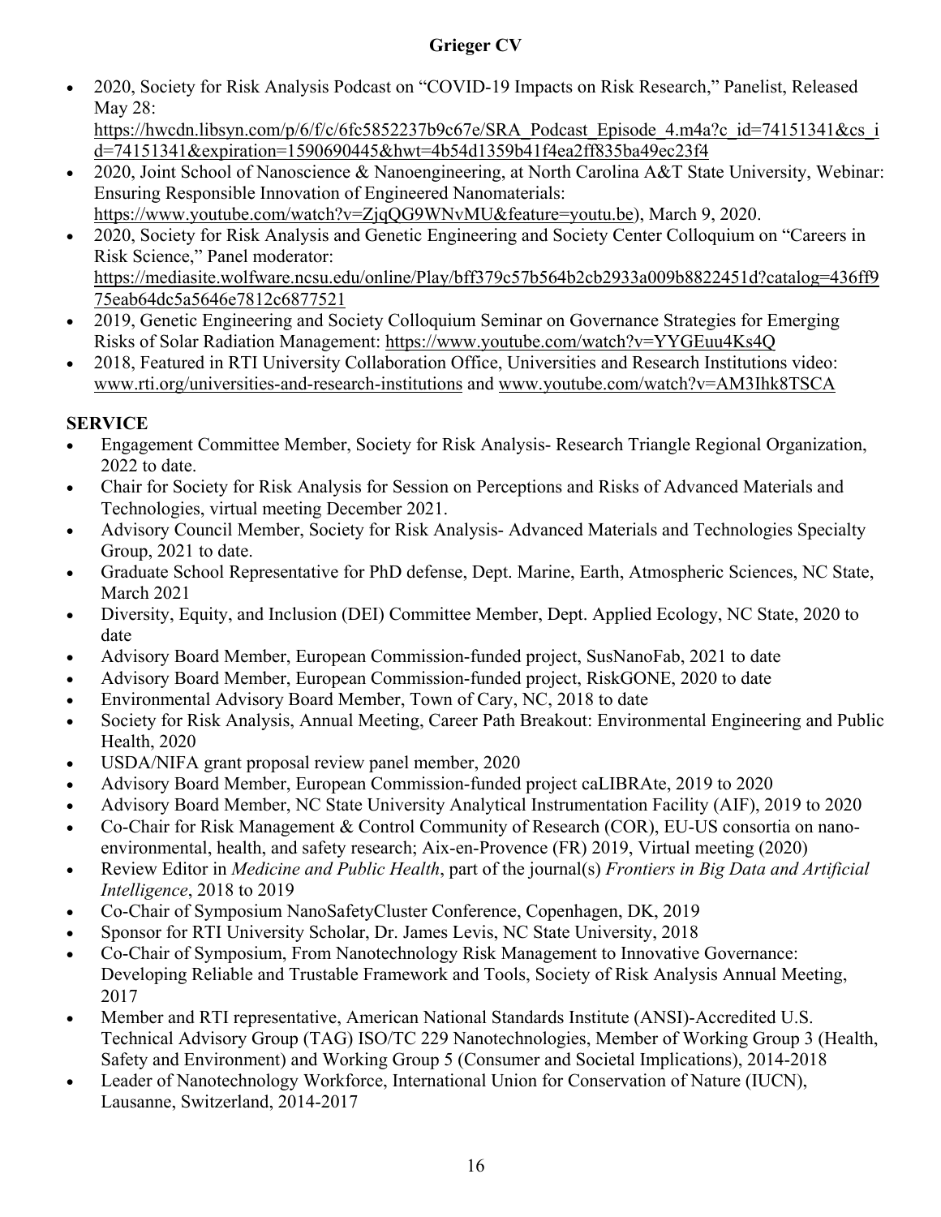- 2020, Society for Risk Analysis Podcast on "COVID-19 Impacts on Risk Research," Panelist, Released May 28: https://hwcdn.libsyn.com/p/6/f/c/6fc5852237b9c67e/SRA_Podcast_Episode_4.m4a?c_id=74151341&cs_id=74151341&expiration=1590690445&hwt=4b54d1359b41f4ea2ff835ba49ec23f4
- 2020, Joint School of Nanoscience & Nanoengineering, at North Carolina A&T State University, Webinar: Ensuring Responsible Innovation of Engineered Nanomaterials: https://www.youtube.com/watch?v=ZjqQG9WNvMU&feature=youtu.be), March 9, 2020.
- 2020, Society for Risk Analysis and Genetic Engineering and Society Center Colloquium on "Careers in Risk Science," Panel moderator: https://mediasite.wolfware.ncsu.edu/online/Play/bff379c57b564b2cb2933a009b8822451d?catalog=436ff975eab64dc5a5646e7812c6877521
- 2019, Genetic Engineering and Society Colloquium Seminar on Governance Strategies for Emerging Risks of Solar Radiation Management: https://www.youtube.com/watch?v=YYGEuu4Ks4Q
- 2018, Featured in RTI University Collaboration Office, Universities and Research Institutions video: www.rti.org/universities-and-research-institutions and www.youtube.com/watch?v=AM3Ihk8TSCA

## SERVICE

- Engagement Committee Member, Society for Risk Analysis- Research Triangle Regional Organization, 2022 to date.
- Chair for Society for Risk Analysis for Session on Perceptions and Risks of Advanced Materials and Technologies, virtual meeting December 2021.
- Advisory Council Member, Society for Risk Analysis- Advanced Materials and Technologies Specialty Group, 2021 to date.
- Graduate School Representative for PhD defense, Dept. Marine, Earth, Atmospheric Sciences, NC State, March 2021
- Diversity, Equity, and Inclusion (DEI) Committee Member, Dept. Applied Ecology, NC State, 2020 to date
- Advisory Board Member, European Commission-funded project, SusNanoFab, 2021 to date
- Advisory Board Member, European Commission-funded project, RiskGONE, 2020 to date
- Environmental Advisory Board Member, Town of Cary, NC, 2018 to date
- Society for Risk Analysis, Annual Meeting, Career Path Breakout: Environmental Engineering and Public Health, 2020
- USDA/NIFA grant proposal review panel member, 2020
- Advisory Board Member, European Commission-funded project caLIBRAte, 2019 to 2020
- Advisory Board Member, NC State University Analytical Instrumentation Facility (AIF), 2019 to 2020
- Co-Chair for Risk Management & Control Community of Research (COR), EU-US consortia on nano-environmental, health, and safety research; Aix-en-Provence (FR) 2019, Virtual meeting (2020)
- Review Editor in *Medicine and Public Health*, part of the journal(s) *Frontiers in Big Data and Artificial Intelligence*, 2018 to 2019
- Co-Chair of Symposium NanoSafetyCluster Conference, Copenhagen, DK, 2019
- Sponsor for RTI University Scholar, Dr. James Levis, NC State University, 2018
- Co-Chair of Symposium, From Nanotechnology Risk Management to Innovative Governance: Developing Reliable and Trustable Framework and Tools, Society of Risk Analysis Annual Meeting, 2017
- Member and RTI representative, American National Standards Institute (ANSI)-Accredited U.S. Technical Advisory Group (TAG) ISO/TC 229 Nanotechnologies, Member of Working Group 3 (Health, Safety and Environment) and Working Group 5 (Consumer and Societal Implications), 2014-2018
- Leader of Nanotechnology Workforce, International Union for Conservation of Nature (IUCN), Lausanne, Switzerland, 2014-2017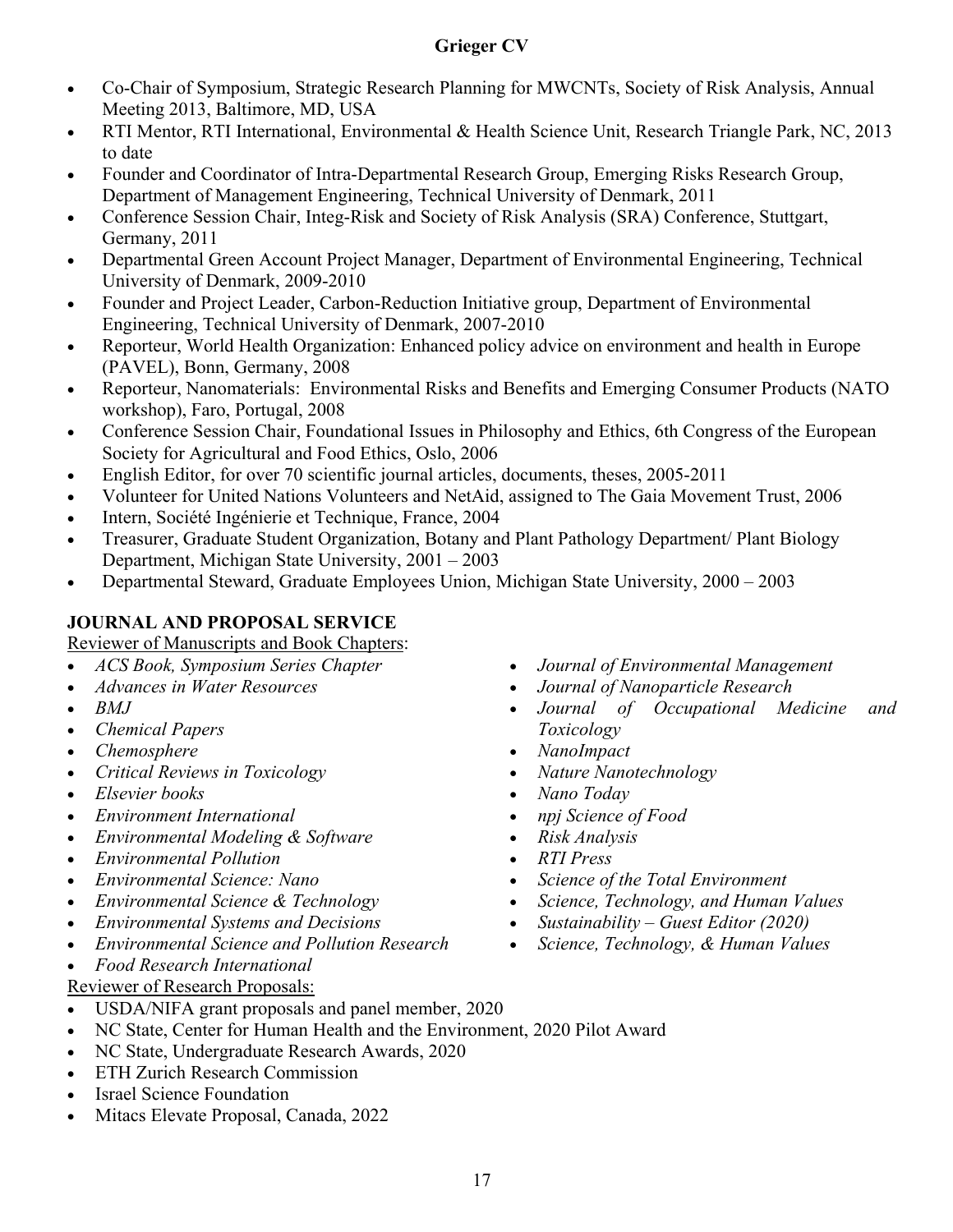- Co-Chair of Symposium, Strategic Research Planning for MWCNTs, Society of Risk Analysis, Annual Meeting 2013, Baltimore, MD, USA
- RTI Mentor, RTI International, Environmental & Health Science Unit, Research Triangle Park, NC, 2013 to date
- Founder and Coordinator of Intra-Departmental Research Group, Emerging Risks Research Group, Department of Management Engineering, Technical University of Denmark, 2011
- Conference Session Chair, Integ-Risk and Society of Risk Analysis (SRA) Conference, Stuttgart, Germany, 2011
- Departmental Green Account Project Manager, Department of Environmental Engineering, Technical University of Denmark, 2009-2010
- Founder and Project Leader, Carbon-Reduction Initiative group, Department of Environmental Engineering, Technical University of Denmark, 2007-2010
- Reporteur, World Health Organization: Enhanced policy advice on environment and health in Europe (PAVEL), Bonn, Germany, 2008
- Reporteur, Nanomaterials: Environmental Risks and Benefits and Emerging Consumer Products (NATO workshop), Faro, Portugal, 2008
- Conference Session Chair, Foundational Issues in Philosophy and Ethics, 6th Congress of the European Society for Agricultural and Food Ethics, Oslo, 2006
- English Editor, for over 70 scientific journal articles, documents, theses, 2005-2011
- Volunteer for United Nations Volunteers and NetAid, assigned to The Gaia Movement Trust, 2006
- Intern, Société Ingénierie et Technique, France, 2004
- Treasurer, Graduate Student Organization, Botany and Plant Pathology Department/ Plant Biology Department, Michigan State University, 2001 – 2003
- Departmental Steward, Graduate Employees Union, Michigan State University, 2000 – 2003

## JOURNAL AND PROPOSAL SERVICE

Reviewer of Manuscripts and Book Chapters:

- *ACS Book, Symposium Series Chapter*
- *Advances in Water Resources*
- *BMJ*
- *Chemical Papers*
- *Chemosphere*
- *Critical Reviews in Toxicology*
- *Elsevier books*
- *Environment International*
- *Environmental Modeling & Software*
- *Environmental Pollution*
- *Environmental Science: Nano*
- *Environmental Science & Technology*
- *Environmental Systems and Decisions*
- *Environmental Science and Pollution Research*
- *Food Research International*
- *Journal of Environmental Management*
- *Journal of Nanoparticle Research*
- *Journal of Occupational Medicine and Toxicology*
- *NanoImpact*
- *Nature Nanotechnology*
- *Nano Today*
- *npj Science of Food*
- *Risk Analysis*
- *RTI Press*
- *Science of the Total Environment*
- *Science, Technology, and Human Values*
- *Sustainability – Guest Editor (2020)*
- *Science, Technology, & Human Values*

Reviewer of Research Proposals:

- USDA/NIFA grant proposals and panel member, 2020
- NC State, Center for Human Health and the Environment, 2020 Pilot Award
- NC State, Undergraduate Research Awards, 2020
- ETH Zurich Research Commission
- Israel Science Foundation
- Mitacs Elevate Proposal, Canada, 2022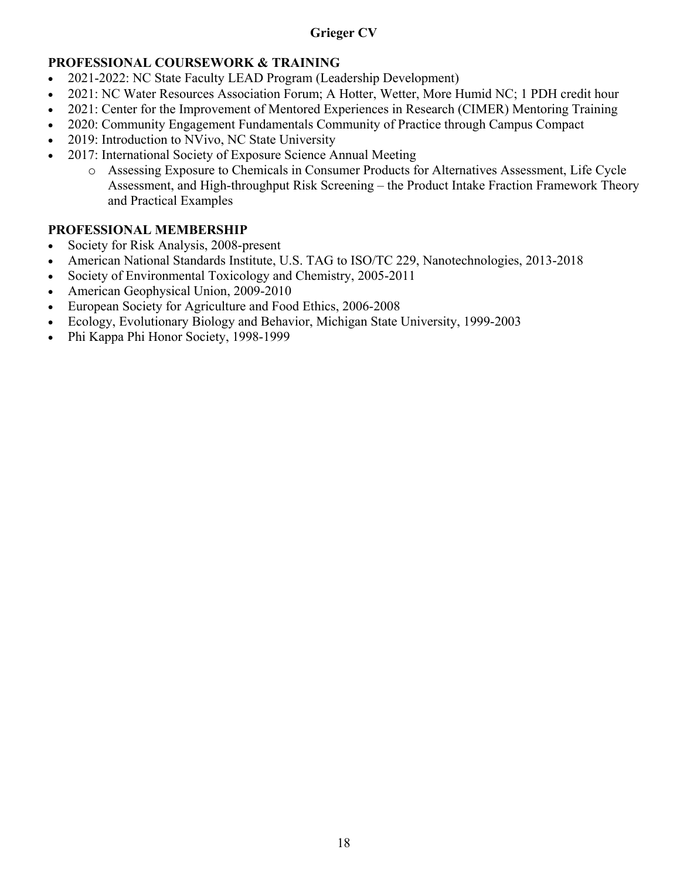## PROFESSIONAL COURSEWORK & TRAINING

- 2021-2022: NC State Faculty LEAD Program (Leadership Development)
- 2021: NC Water Resources Association Forum; A Hotter, Wetter, More Humid NC; 1 PDH credit hour
- 2021: Center for the Improvement of Mentored Experiences in Research (CIMER) Mentoring Training
- 2020: Community Engagement Fundamentals Community of Practice through Campus Compact
- 2019: Introduction to NVivo, NC State University
- 2017: International Society of Exposure Science Annual Meeting
    - Assessing Exposure to Chemicals in Consumer Products for Alternatives Assessment, Life Cycle Assessment, and High-throughput Risk Screening – the Product Intake Fraction Framework Theory and Practical Examples

## PROFESSIONAL MEMBERSHIP

- Society for Risk Analysis, 2008-present
- American National Standards Institute, U.S. TAG to ISO/TC 229, Nanotechnologies, 2013-2018
- Society of Environmental Toxicology and Chemistry, 2005-2011
- American Geophysical Union, 2009-2010
- European Society for Agriculture and Food Ethics, 2006-2008
- Ecology, Evolutionary Biology and Behavior, Michigan State University, 1999-2003
- Phi Kappa Phi Honor Society, 1998-1999